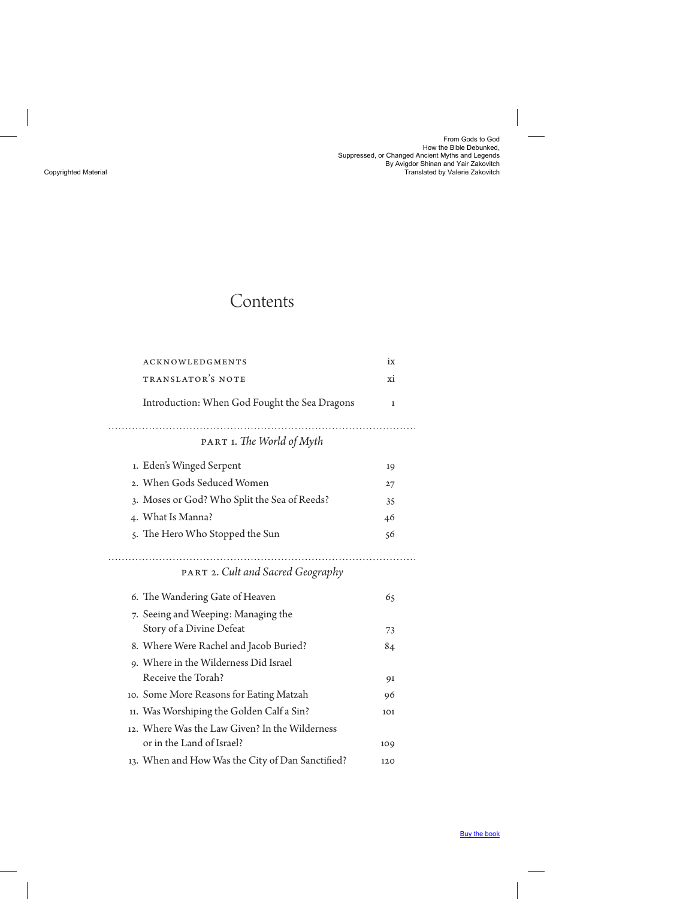# Contents

| | |
|---|---|
| ACKNOWLEDGMENTS | ix |
| TRANSLATOR'S NOTE | xi |
| Introduction: When God Fought the Sea Dragons | 1 |

## PART 1. *The World of Myth*

| | |
|---|---|
| 1. Eden's Winged Serpent | 19 |
| 2. When Gods Seduced Women | 27 |
| 3. Moses or God? Who Split the Sea of Reeds? | 35 |
| 4. What Is Manna? | 46 |
| 5. The Hero Who Stopped the Sun | 56 |

## PART 2. *Cult and Sacred Geography*

| | |
|---|---|
| 6. The Wandering Gate of Heaven | 65 |
| 7. Seeing and Weeping: Managing the Story of a Divine Defeat | 73 |
| 8. Where Were Rachel and Jacob Buried? | 84 |
| 9. Where in the Wilderness Did Israel Receive the Torah? | 91 |
| 10. Some More Reasons for Eating Matzah | 96 |
| 11. Was Worshiping the Golden Calf a Sin? | 101 |
| 12. Where Was the Law Given? In the Wilderness or in the Land of Israel? | 109 |
| 13. When and How Was the City of Dan Sanctified? | 120 |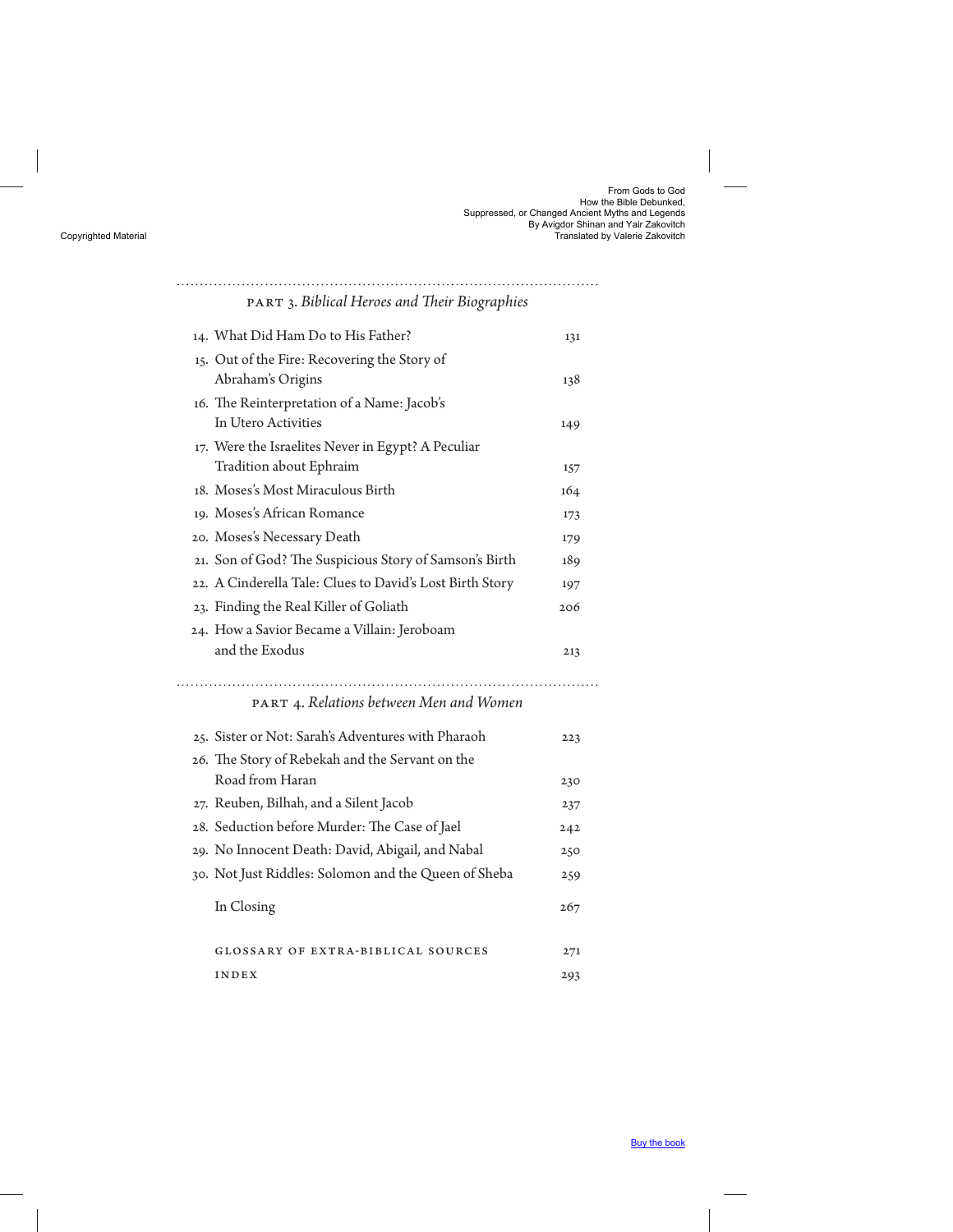## PART 3. *Biblical Heroes and Their Biographies*

14. What Did Ham Do to His Father? 131
15. Out of the Fire: Recovering the Story of Abraham's Origins 138
16. The Reinterpretation of a Name: Jacob's In Utero Activities 149
17. Were the Israelites Never in Egypt? A Peculiar Tradition about Ephraim 157
18. Moses's Most Miraculous Birth 164
19. Moses's African Romance 173
20. Moses's Necessary Death 179
21. Son of God? The Suspicious Story of Samson's Birth 189
22. A Cinderella Tale: Clues to David's Lost Birth Story 197
23. Finding the Real Killer of Goliath 206
24. How a Savior Became a Villain: Jeroboam and the Exodus 213

## PART 4. *Relations between Men and Women*

25. Sister or Not: Sarah's Adventures with Pharaoh 223
26. The Story of Rebekah and the Servant on the Road from Haran 230
27. Reuben, Bilhah, and a Silent Jacob 237
28. Seduction before Murder: The Case of Jael 242
29. No Innocent Death: David, Abigail, and Nabal 250
30. Not Just Riddles: Solomon and the Queen of Sheba 259

In Closing 267

GLOSSARY OF EXTRA-BIBLICAL SOURCES 271

INDEX 293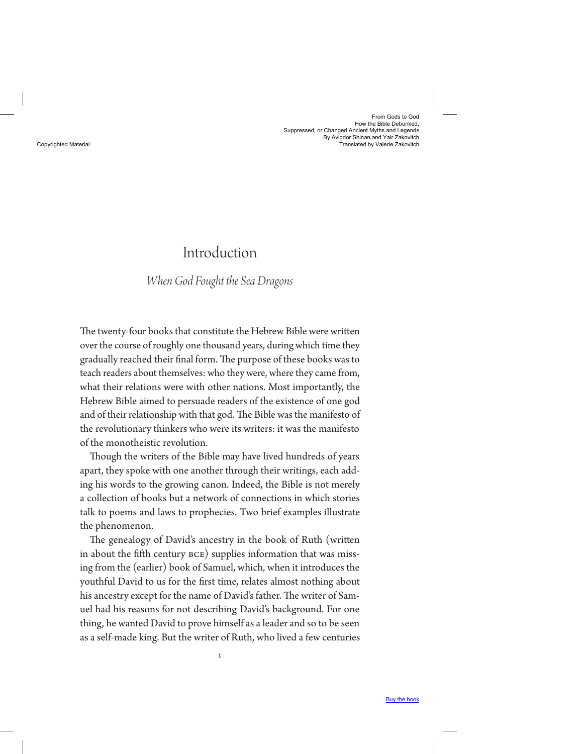# Introduction

## *When God Fought the Sea Dragons*

The twenty-four books that constitute the Hebrew Bible were written over the course of roughly one thousand years, during which time they gradually reached their final form. The purpose of these books was to teach readers about themselves: who they were, where they came from, what their relations were with other nations. Most importantly, the Hebrew Bible aimed to persuade readers of the existence of one god and of their relationship with that god. The Bible was the manifesto of the revolutionary thinkers who were its writers: it was the manifesto of the monotheistic revolution.

Though the writers of the Bible may have lived hundreds of years apart, they spoke with one another through their writings, each adding his words to the growing canon. Indeed, the Bible is not merely a collection of books but a network of connections in which stories talk to poems and laws to prophecies. Two brief examples illustrate the phenomenon.

The genealogy of David's ancestry in the book of Ruth (written in about the fifth century BCE) supplies information that was missing from the (earlier) book of Samuel, which, when it introduces the youthful David to us for the first time, relates almost nothing about his ancestry except for the name of David's father. The writer of Samuel had his reasons for not describing David's background. For one thing, he wanted David to prove himself as a leader and so to be seen as a self-made king. But the writer of Ruth, who lived a few centuries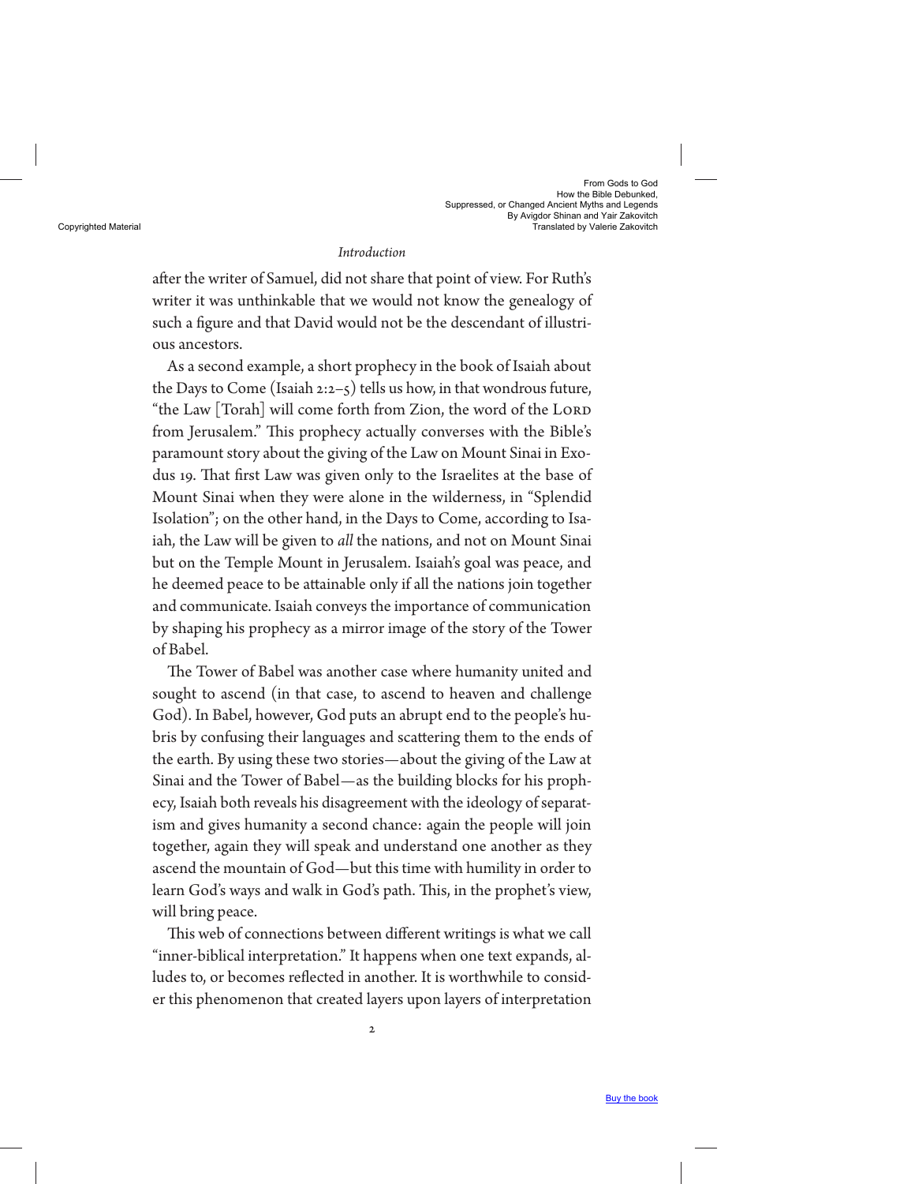after the writer of Samuel, did not share that point of view. For Ruth's writer it was unthinkable that we would not know the genealogy of such a figure and that David would not be the descendant of illustrious ancestors.

As a second example, a short prophecy in the book of Isaiah about the Days to Come (Isaiah 2:2–5) tells us how, in that wondrous future, "the Law [Torah] will come forth from Zion, the word of the LORD from Jerusalem." This prophecy actually converses with the Bible's paramount story about the giving of the Law on Mount Sinai in Exodus 19. That first Law was given only to the Israelites at the base of Mount Sinai when they were alone in the wilderness, in "Splendid Isolation"; on the other hand, in the Days to Come, according to Isaiah, the Law will be given to *all* the nations, and not on Mount Sinai but on the Temple Mount in Jerusalem. Isaiah's goal was peace, and he deemed peace to be attainable only if all the nations join together and communicate. Isaiah conveys the importance of communication by shaping his prophecy as a mirror image of the story of the Tower of Babel.

The Tower of Babel was another case where humanity united and sought to ascend (in that case, to ascend to heaven and challenge God). In Babel, however, God puts an abrupt end to the people's hubris by confusing their languages and scattering them to the ends of the earth. By using these two stories—about the giving of the Law at Sinai and the Tower of Babel—as the building blocks for his prophecy, Isaiah both reveals his disagreement with the ideology of separatism and gives humanity a second chance: again the people will join together, again they will speak and understand one another as they ascend the mountain of God—but this time with humility in order to learn God's ways and walk in God's path. This, in the prophet's view, will bring peace.

This web of connections between different writings is what we call "inner-biblical interpretation." It happens when one text expands, alludes to, or becomes reflected in another. It is worthwhile to consider this phenomenon that created layers upon layers of interpretation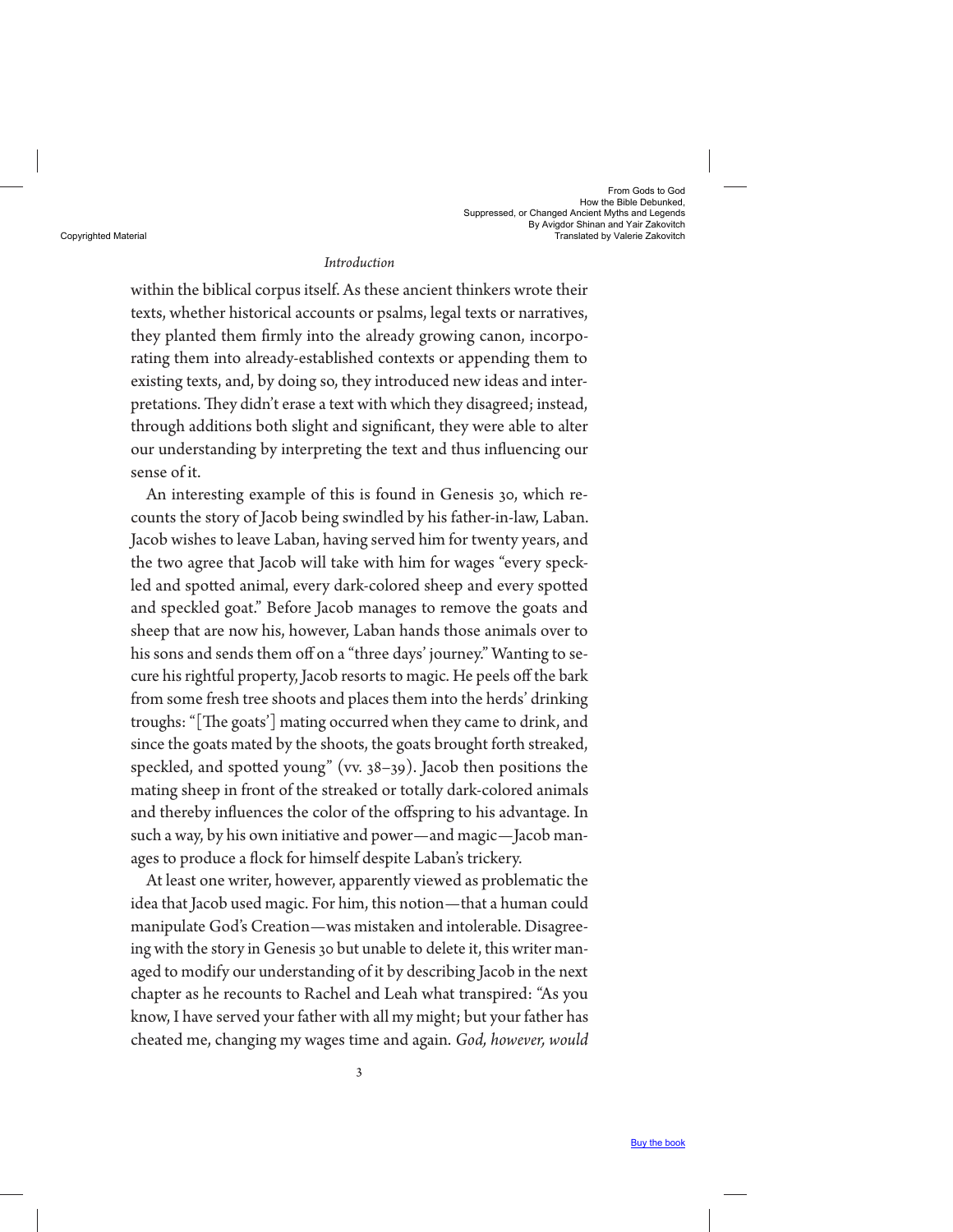within the biblical corpus itself. As these ancient thinkers wrote their texts, whether historical accounts or psalms, legal texts or narratives, they planted them firmly into the already growing canon, incorporating them into already-established contexts or appending them to existing texts, and, by doing so, they introduced new ideas and interpretations. They didn't erase a text with which they disagreed; instead, through additions both slight and significant, they were able to alter our understanding by interpreting the text and thus influencing our sense of it.

An interesting example of this is found in Genesis 30, which recounts the story of Jacob being swindled by his father-in-law, Laban. Jacob wishes to leave Laban, having served him for twenty years, and the two agree that Jacob will take with him for wages "every speckled and spotted animal, every dark-colored sheep and every spotted and speckled goat." Before Jacob manages to remove the goats and sheep that are now his, however, Laban hands those animals over to his sons and sends them off on a "three days' journey." Wanting to secure his rightful property, Jacob resorts to magic. He peels off the bark from some fresh tree shoots and places them into the herds' drinking troughs: "[The goats'] mating occurred when they came to drink, and since the goats mated by the shoots, the goats brought forth streaked, speckled, and spotted young" (vv. 38–39). Jacob then positions the mating sheep in front of the streaked or totally dark-colored animals and thereby influences the color of the offspring to his advantage. In such a way, by his own initiative and power—and magic—Jacob manages to produce a flock for himself despite Laban's trickery.

At least one writer, however, apparently viewed as problematic the idea that Jacob used magic. For him, this notion—that a human could manipulate God's Creation—was mistaken and intolerable. Disagreeing with the story in Genesis 30 but unable to delete it, this writer managed to modify our understanding of it by describing Jacob in the next chapter as he recounts to Rachel and Leah what transpired: "As you know, I have served your father with all my might; but your father has cheated me, changing my wages time and again. *God, however, would*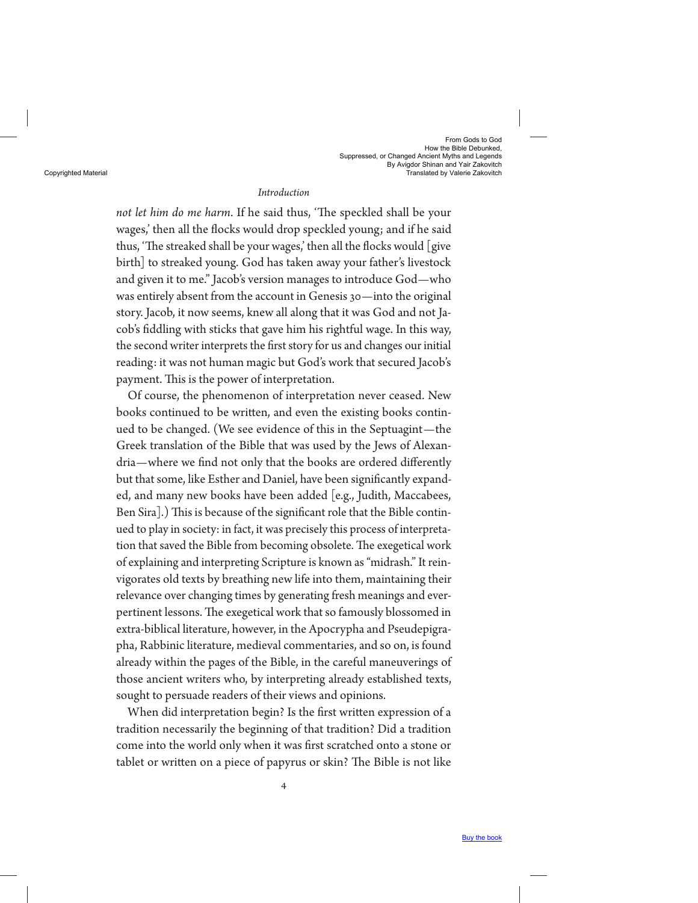*not let him do me harm*. If he said thus, 'The speckled shall be your wages,' then all the flocks would drop speckled young; and if he said thus, 'The streaked shall be your wages,' then all the flocks would [give birth] to streaked young. God has taken away your father's livestock and given it to me." Jacob's version manages to introduce God—who was entirely absent from the account in Genesis 30—into the original story. Jacob, it now seems, knew all along that it was God and not Jacob's fiddling with sticks that gave him his rightful wage. In this way, the second writer interprets the first story for us and changes our initial reading: it was not human magic but God's work that secured Jacob's payment. This is the power of interpretation.

Of course, the phenomenon of interpretation never ceased. New books continued to be written, and even the existing books continued to be changed. (We see evidence of this in the Septuagint—the Greek translation of the Bible that was used by the Jews of Alexandria—where we find not only that the books are ordered differently but that some, like Esther and Daniel, have been significantly expanded, and many new books have been added [e.g., Judith, Maccabees, Ben Sira].) This is because of the significant role that the Bible continued to play in society: in fact, it was precisely this process of interpretation that saved the Bible from becoming obsolete. The exegetical work of explaining and interpreting Scripture is known as "midrash." It reinvigorates old texts by breathing new life into them, maintaining their relevance over changing times by generating fresh meanings and ever-pertinent lessons. The exegetical work that so famously blossomed in extra-biblical literature, however, in the Apocrypha and Pseudepigrapha, Rabbinic literature, medieval commentaries, and so on, is found already within the pages of the Bible, in the careful maneuverings of those ancient writers who, by interpreting already established texts, sought to persuade readers of their views and opinions.

When did interpretation begin? Is the first written expression of a tradition necessarily the beginning of that tradition? Did a tradition come into the world only when it was first scratched onto a stone or tablet or written on a piece of papyrus or skin? The Bible is not like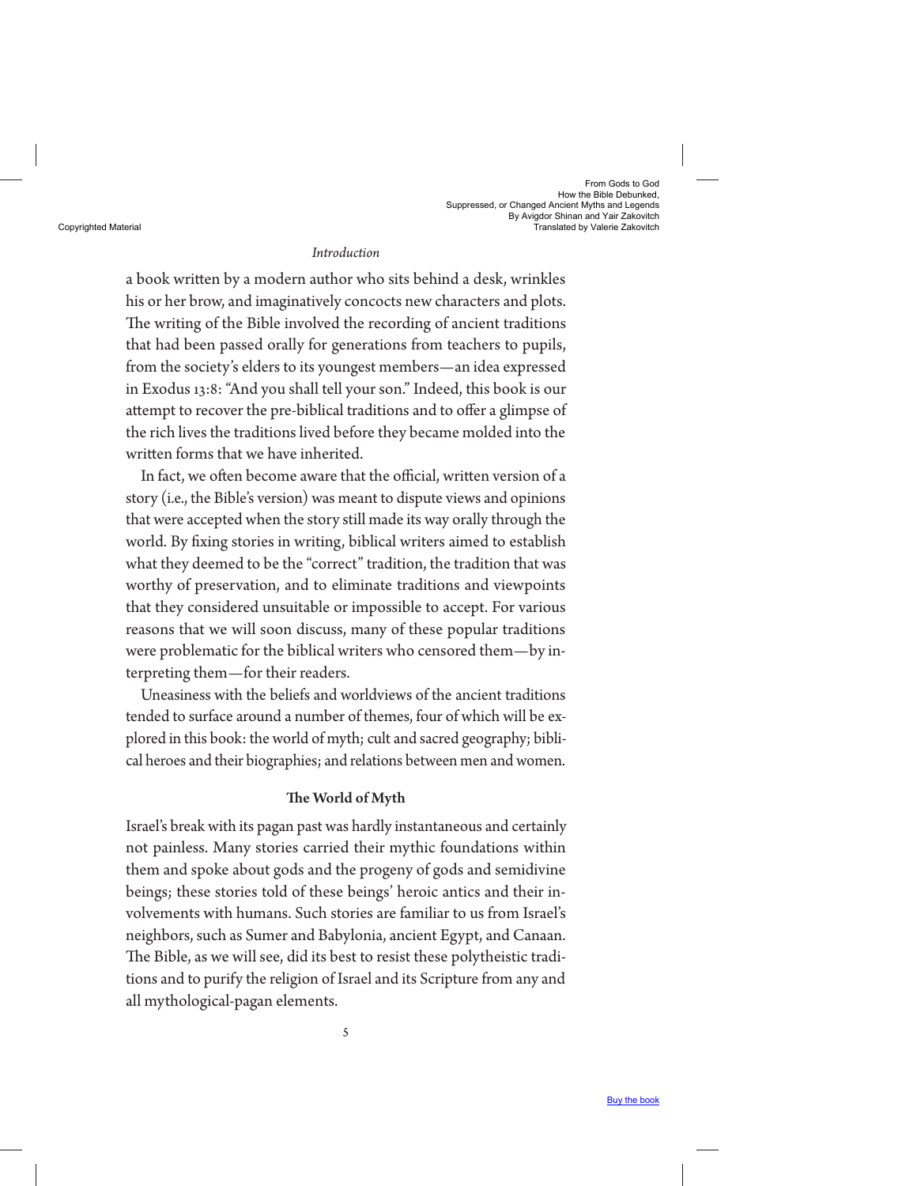a book written by a modern author who sits behind a desk, wrinkles his or her brow, and imaginatively concocts new characters and plots. The writing of the Bible involved the recording of ancient traditions that had been passed orally for generations from teachers to pupils, from the society's elders to its youngest members—an idea expressed in Exodus 13:8: "And you shall tell your son." Indeed, this book is our attempt to recover the pre-biblical traditions and to offer a glimpse of the rich lives the traditions lived before they became molded into the written forms that we have inherited.

In fact, we often become aware that the official, written version of a story (i.e., the Bible's version) was meant to dispute views and opinions that were accepted when the story still made its way orally through the world. By fixing stories in writing, biblical writers aimed to establish what they deemed to be the "correct" tradition, the tradition that was worthy of preservation, and to eliminate traditions and viewpoints that they considered unsuitable or impossible to accept. For various reasons that we will soon discuss, many of these popular traditions were problematic for the biblical writers who censored them—by interpreting them—for their readers.

Uneasiness with the beliefs and worldviews of the ancient traditions tended to surface around a number of themes, four of which will be explored in this book: the world of myth; cult and sacred geography; biblical heroes and their biographies; and relations between men and women.

## The World of Myth

Israel's break with its pagan past was hardly instantaneous and certainly not painless. Many stories carried their mythic foundations within them and spoke about gods and the progeny of gods and semidivine beings; these stories told of these beings' heroic antics and their involvements with humans. Such stories are familiar to us from Israel's neighbors, such as Sumer and Babylonia, ancient Egypt, and Canaan. The Bible, as we will see, did its best to resist these polytheistic traditions and to purify the religion of Israel and its Scripture from any and all mythological-pagan elements.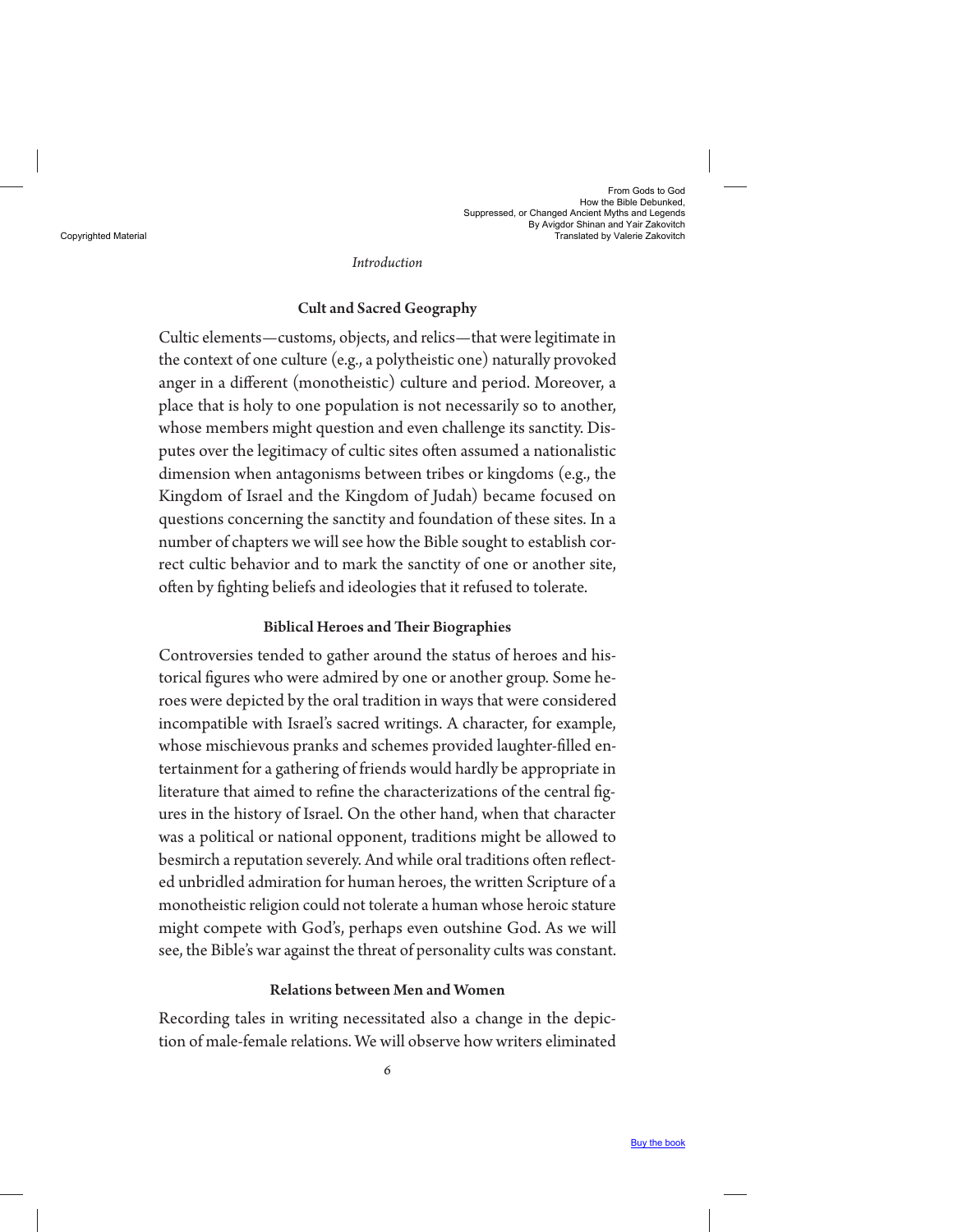## Cult and Sacred Geography

Cultic elements—customs, objects, and relics—that were legitimate in the context of one culture (e.g., a polytheistic one) naturally provoked anger in a different (monotheistic) culture and period. Moreover, a place that is holy to one population is not necessarily so to another, whose members might question and even challenge its sanctity. Disputes over the legitimacy of cultic sites often assumed a nationalistic dimension when antagonisms between tribes or kingdoms (e.g., the Kingdom of Israel and the Kingdom of Judah) became focused on questions concerning the sanctity and foundation of these sites. In a number of chapters we will see how the Bible sought to establish correct cultic behavior and to mark the sanctity of one or another site, often by fighting beliefs and ideologies that it refused to tolerate.

## Biblical Heroes and Their Biographies

Controversies tended to gather around the status of heroes and historical figures who were admired by one or another group. Some heroes were depicted by the oral tradition in ways that were considered incompatible with Israel's sacred writings. A character, for example, whose mischievous pranks and schemes provided laughter-filled entertainment for a gathering of friends would hardly be appropriate in literature that aimed to refine the characterizations of the central figures in the history of Israel. On the other hand, when that character was a political or national opponent, traditions might be allowed to besmirch a reputation severely. And while oral traditions often reflected unbridled admiration for human heroes, the written Scripture of a monotheistic religion could not tolerate a human whose heroic stature might compete with God's, perhaps even outshine God. As we will see, the Bible's war against the threat of personality cults was constant.

## Relations between Men and Women

Recording tales in writing necessitated also a change in the depiction of male-female relations. We will observe how writers eliminated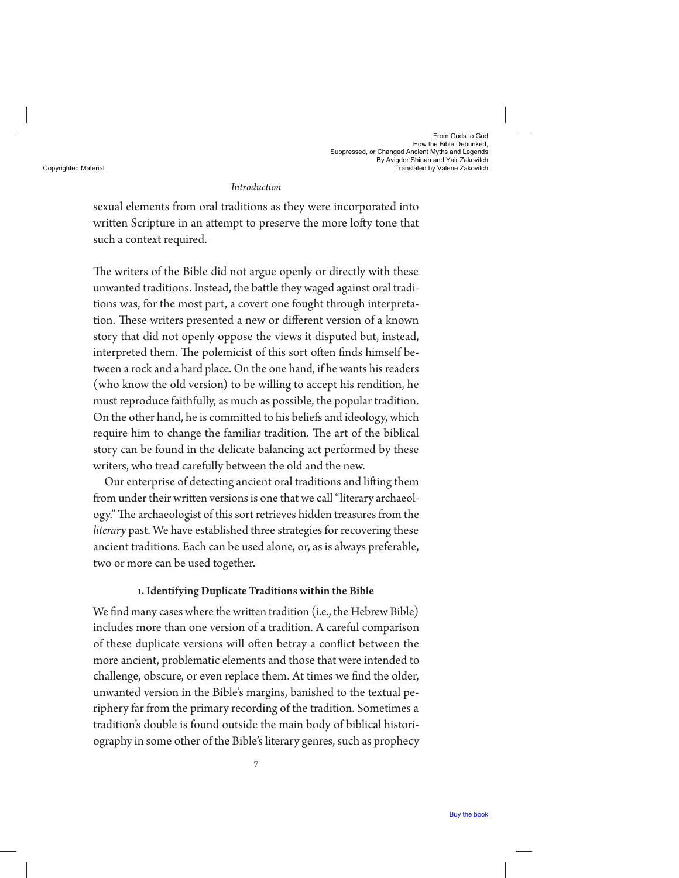sexual elements from oral traditions as they were incorporated into written Scripture in an attempt to preserve the more lofty tone that such a context required.

The writers of the Bible did not argue openly or directly with these unwanted traditions. Instead, the battle they waged against oral traditions was, for the most part, a covert one fought through interpretation. These writers presented a new or different version of a known story that did not openly oppose the views it disputed but, instead, interpreted them. The polemicist of this sort often finds himself between a rock and a hard place. On the one hand, if he wants his readers (who know the old version) to be willing to accept his rendition, he must reproduce faithfully, as much as possible, the popular tradition. On the other hand, he is committed to his beliefs and ideology, which require him to change the familiar tradition. The art of the biblical story can be found in the delicate balancing act performed by these writers, who tread carefully between the old and the new.

Our enterprise of detecting ancient oral traditions and lifting them from under their written versions is one that we call "literary archaeology." The archaeologist of this sort retrieves hidden treasures from the *literary* past. We have established three strategies for recovering these ancient traditions. Each can be used alone, or, as is always preferable, two or more can be used together.

### 1. Identifying Duplicate Traditions within the Bible

We find many cases where the written tradition (i.e., the Hebrew Bible) includes more than one version of a tradition. A careful comparison of these duplicate versions will often betray a conflict between the more ancient, problematic elements and those that were intended to challenge, obscure, or even replace them. At times we find the older, unwanted version in the Bible's margins, banished to the textual periphery far from the primary recording of the tradition. Sometimes a tradition's double is found outside the main body of biblical historiography in some other of the Bible's literary genres, such as prophecy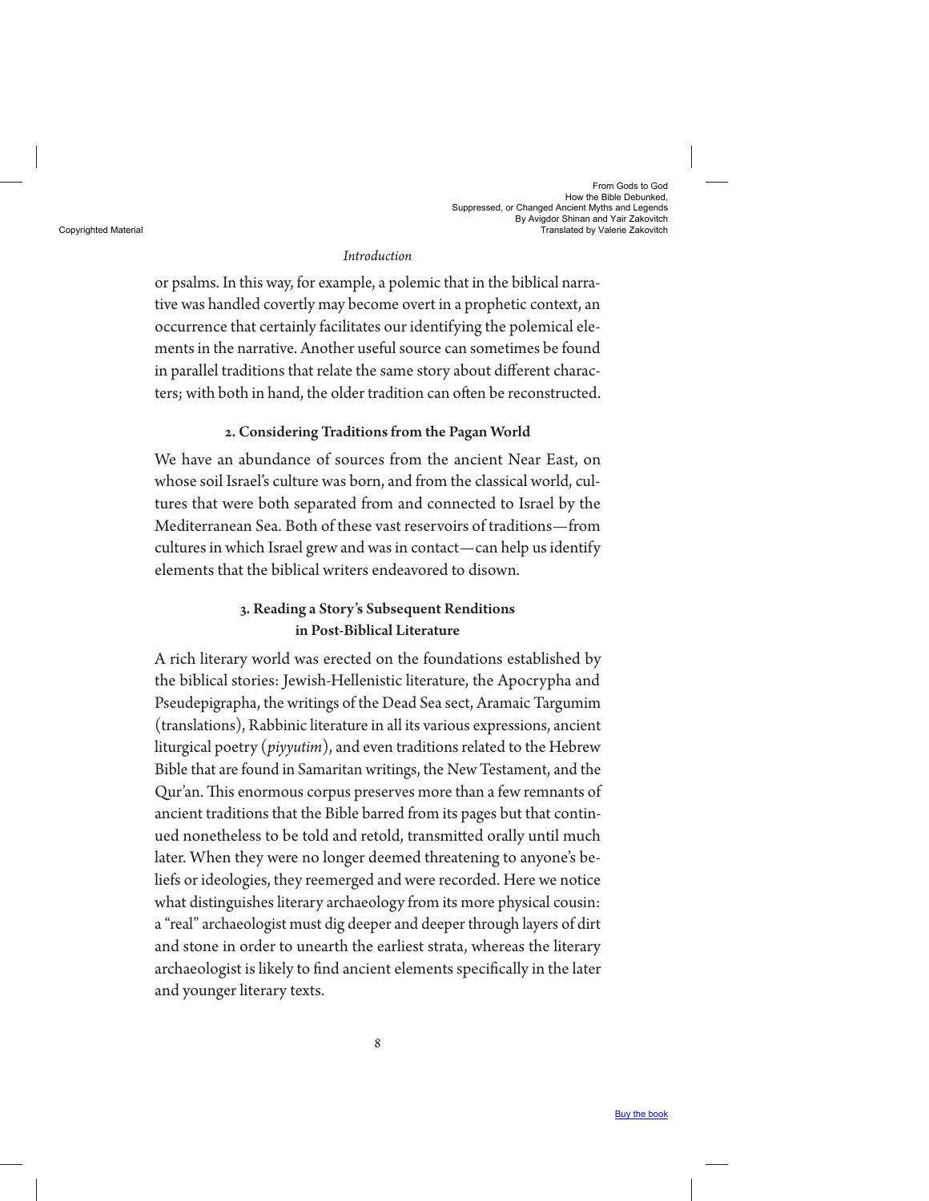or psalms. In this way, for example, a polemic that in the biblical narrative was handled covertly may become overt in a prophetic context, an occurrence that certainly facilitates our identifying the polemical elements in the narrative. Another useful source can sometimes be found in parallel traditions that relate the same story about different characters; with both in hand, the older tradition can often be reconstructed.

### 2. Considering Traditions from the Pagan World

We have an abundance of sources from the ancient Near East, on whose soil Israel's culture was born, and from the classical world, cultures that were both separated from and connected to Israel by the Mediterranean Sea. Both of these vast reservoirs of traditions—from cultures in which Israel grew and was in contact—can help us identify elements that the biblical writers endeavored to disown.

### 3. Reading a Story's Subsequent Renditions in Post-Biblical Literature

A rich literary world was erected on the foundations established by the biblical stories: Jewish-Hellenistic literature, the Apocrypha and Pseudepigrapha, the writings of the Dead Sea sect, Aramaic Targumim (translations), Rabbinic literature in all its various expressions, ancient liturgical poetry (*piyyutim*), and even traditions related to the Hebrew Bible that are found in Samaritan writings, the New Testament, and the Qur'an. This enormous corpus preserves more than a few remnants of ancient traditions that the Bible barred from its pages but that continued nonetheless to be told and retold, transmitted orally until much later. When they were no longer deemed threatening to anyone's beliefs or ideologies, they reemerged and were recorded. Here we notice what distinguishes literary archaeology from its more physical cousin: a "real" archaeologist must dig deeper and deeper through layers of dirt and stone in order to unearth the earliest strata, whereas the literary archaeologist is likely to find ancient elements specifically in the later and younger literary texts.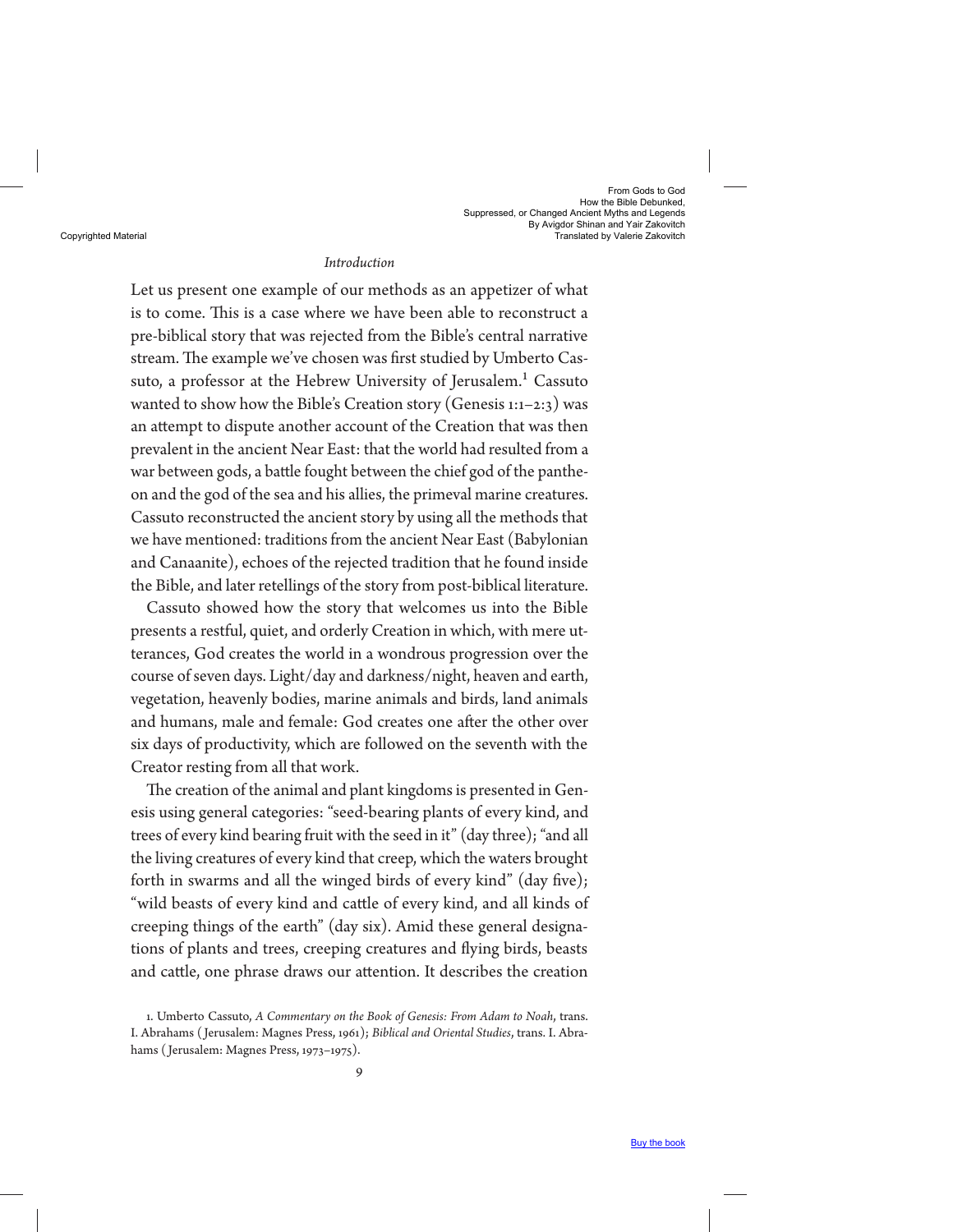Let us present one example of our methods as an appetizer of what is to come. This is a case where we have been able to reconstruct a pre-biblical story that was rejected from the Bible's central narrative stream. The example we've chosen was first studied by Umberto Cassuto, a professor at the Hebrew University of Jerusalem.[1] Cassuto wanted to show how the Bible's Creation story (Genesis 1:1–2:3) was an attempt to dispute another account of the Creation that was then prevalent in the ancient Near East: that the world had resulted from a war between gods, a battle fought between the chief god of the pantheon and the god of the sea and his allies, the primeval marine creatures. Cassuto reconstructed the ancient story by using all the methods that we have mentioned: traditions from the ancient Near East (Babylonian and Canaanite), echoes of the rejected tradition that he found inside the Bible, and later retellings of the story from post-biblical literature.

Cassuto showed how the story that welcomes us into the Bible presents a restful, quiet, and orderly Creation in which, with mere utterances, God creates the world in a wondrous progression over the course of seven days. Light/day and darkness/night, heaven and earth, vegetation, heavenly bodies, marine animals and birds, land animals and humans, male and female: God creates one after the other over six days of productivity, which are followed on the seventh with the Creator resting from all that work.

The creation of the animal and plant kingdoms is presented in Genesis using general categories: "seed-bearing plants of every kind, and trees of every kind bearing fruit with the seed in it" (day three); "and all the living creatures of every kind that creep, which the waters brought forth in swarms and all the winged birds of every kind" (day five); "wild beasts of every kind and cattle of every kind, and all kinds of creeping things of the earth" (day six). Amid these general designations of plants and trees, creeping creatures and flying birds, beasts and cattle, one phrase draws our attention. It describes the creation

1. Umberto Cassuto, *A Commentary on the Book of Genesis: From Adam to Noah*, trans. I. Abrahams (Jerusalem: Magnes Press, 1961); *Biblical and Oriental Studies*, trans. I. Abrahams (Jerusalem: Magnes Press, 1973–1975).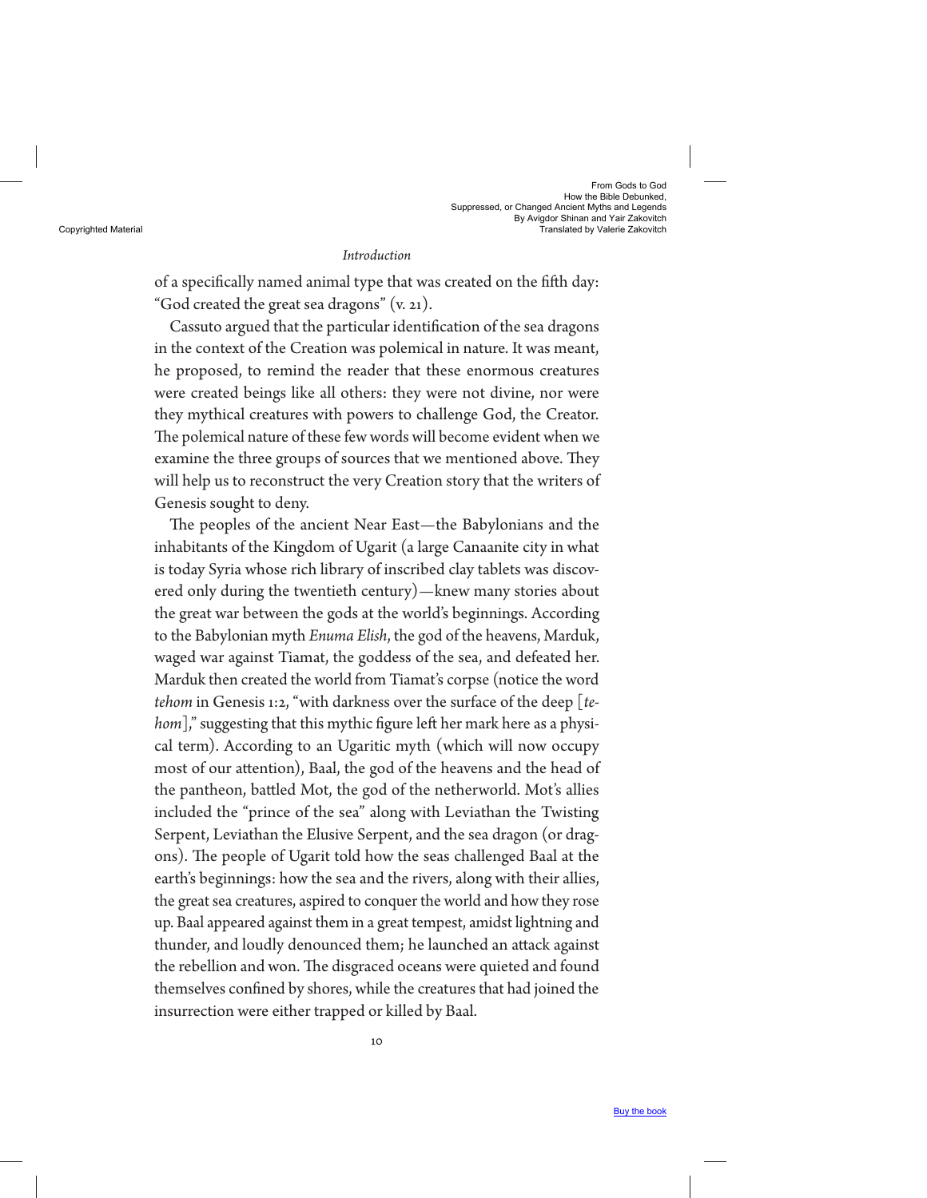of a specifically named animal type that was created on the fifth day: "God created the great sea dragons" (v. 21).

Cassuto argued that the particular identification of the sea dragons in the context of the Creation was polemical in nature. It was meant, he proposed, to remind the reader that these enormous creatures were created beings like all others: they were not divine, nor were they mythical creatures with powers to challenge God, the Creator. The polemical nature of these few words will become evident when we examine the three groups of sources that we mentioned above. They will help us to reconstruct the very Creation story that the writers of Genesis sought to deny.

The peoples of the ancient Near East—the Babylonians and the inhabitants of the Kingdom of Ugarit (a large Canaanite city in what is today Syria whose rich library of inscribed clay tablets was discovered only during the twentieth century)—knew many stories about the great war between the gods at the world's beginnings. According to the Babylonian myth *Enuma Elish*, the god of the heavens, Marduk, waged war against Tiamat, the goddess of the sea, and defeated her. Marduk then created the world from Tiamat's corpse (notice the word *tehom* in Genesis 1:2, "with darkness over the surface of the deep [*tehom*]," suggesting that this mythic figure left her mark here as a physical term). According to an Ugaritic myth (which will now occupy most of our attention), Baal, the god of the heavens and the head of the pantheon, battled Mot, the god of the netherworld. Mot's allies included the "prince of the sea" along with Leviathan the Twisting Serpent, Leviathan the Elusive Serpent, and the sea dragon (or dragons). The people of Ugarit told how the seas challenged Baal at the earth's beginnings: how the sea and the rivers, along with their allies, the great sea creatures, aspired to conquer the world and how they rose up. Baal appeared against them in a great tempest, amidst lightning and thunder, and loudly denounced them; he launched an attack against the rebellion and won. The disgraced oceans were quieted and found themselves confined by shores, while the creatures that had joined the insurrection were either trapped or killed by Baal.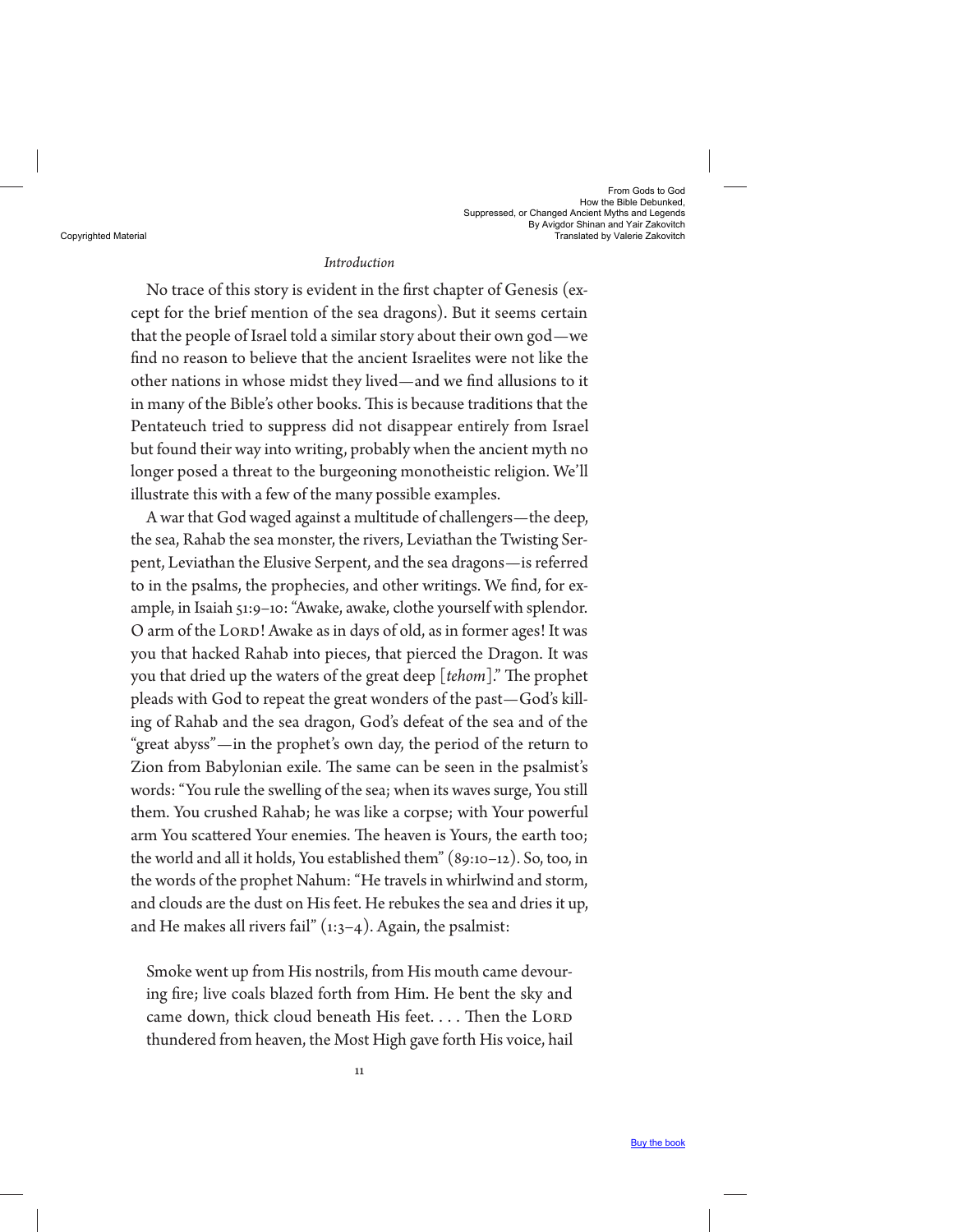No trace of this story is evident in the first chapter of Genesis (except for the brief mention of the sea dragons). But it seems certain that the people of Israel told a similar story about their own god—we find no reason to believe that the ancient Israelites were not like the other nations in whose midst they lived—and we find allusions to it in many of the Bible's other books. This is because traditions that the Pentateuch tried to suppress did not disappear entirely from Israel but found their way into writing, probably when the ancient myth no longer posed a threat to the burgeoning monotheistic religion. We'll illustrate this with a few of the many possible examples.

A war that God waged against a multitude of challengers—the deep, the sea, Rahab the sea monster, the rivers, Leviathan the Twisting Serpent, Leviathan the Elusive Serpent, and the sea dragons—is referred to in the psalms, the prophecies, and other writings. We find, for example, in Isaiah 51:9–10: "Awake, awake, clothe yourself with splendor. O arm of the LORD! Awake as in days of old, as in former ages! It was you that hacked Rahab into pieces, that pierced the Dragon. It was you that dried up the waters of the great deep [*tehom*]." The prophet pleads with God to repeat the great wonders of the past—God's killing of Rahab and the sea dragon, God's defeat of the sea and of the "great abyss"—in the prophet's own day, the period of the return to Zion from Babylonian exile. The same can be seen in the psalmist's words: "You rule the swelling of the sea; when its waves surge, You still them. You crushed Rahab; he was like a corpse; with Your powerful arm You scattered Your enemies. The heaven is Yours, the earth too; the world and all it holds, You established them" (89:10–12). So, too, in the words of the prophet Nahum: "He travels in whirlwind and storm, and clouds are the dust on His feet. He rebukes the sea and dries it up, and He makes all rivers fail" (1:3–4). Again, the psalmist:

> Smoke went up from His nostrils, from His mouth came devouring fire; live coals blazed forth from Him. He bent the sky and came down, thick cloud beneath His feet. . . . Then the LORD thundered from heaven, the Most High gave forth His voice, hail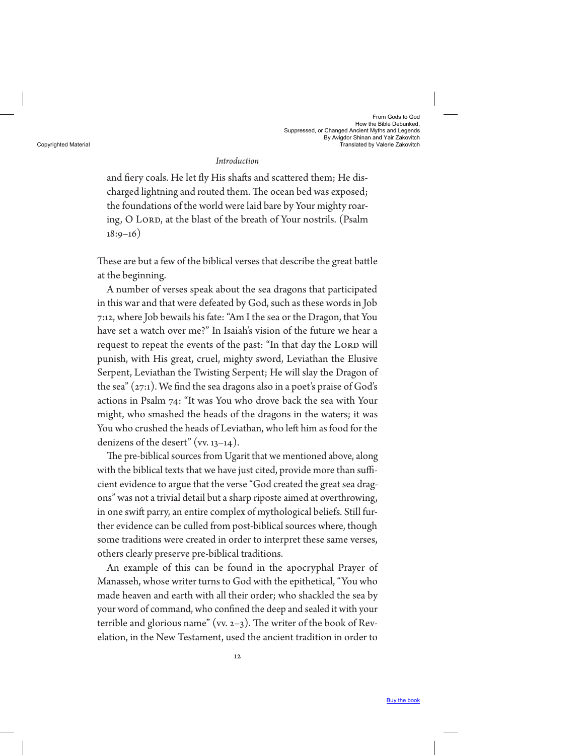> and fiery coals. He let fly His shafts and scattered them; He discharged lightning and routed them. The ocean bed was exposed; the foundations of the world were laid bare by Your mighty roaring, O LORD, at the blast of the breath of Your nostrils. (Psalm 18:9–16)

These are but a few of the biblical verses that describe the great battle at the beginning.

A number of verses speak about the sea dragons that participated in this war and that were defeated by God, such as these words in Job 7:12, where Job bewails his fate: "Am I the sea or the Dragon, that You have set a watch over me?" In Isaiah's vision of the future we hear a request to repeat the events of the past: "In that day the LORD will punish, with His great, cruel, mighty sword, Leviathan the Elusive Serpent, Leviathan the Twisting Serpent; He will slay the Dragon of the sea" (27:1). We find the sea dragons also in a poet's praise of God's actions in Psalm 74: "It was You who drove back the sea with Your might, who smashed the heads of the dragons in the waters; it was You who crushed the heads of Leviathan, who left him as food for the denizens of the desert" (vv. 13–14).

The pre-biblical sources from Ugarit that we mentioned above, along with the biblical texts that we have just cited, provide more than sufficient evidence to argue that the verse "God created the great sea dragons" was not a trivial detail but a sharp riposte aimed at overthrowing, in one swift parry, an entire complex of mythological beliefs. Still further evidence can be culled from post-biblical sources where, though some traditions were created in order to interpret these same verses, others clearly preserve pre-biblical traditions.

An example of this can be found in the apocryphal Prayer of Manasseh, whose writer turns to God with the epithetical, "You who made heaven and earth with all their order; who shackled the sea by your word of command, who confined the deep and sealed it with your terrible and glorious name" (vv. 2–3). The writer of the book of Revelation, in the New Testament, used the ancient tradition in order to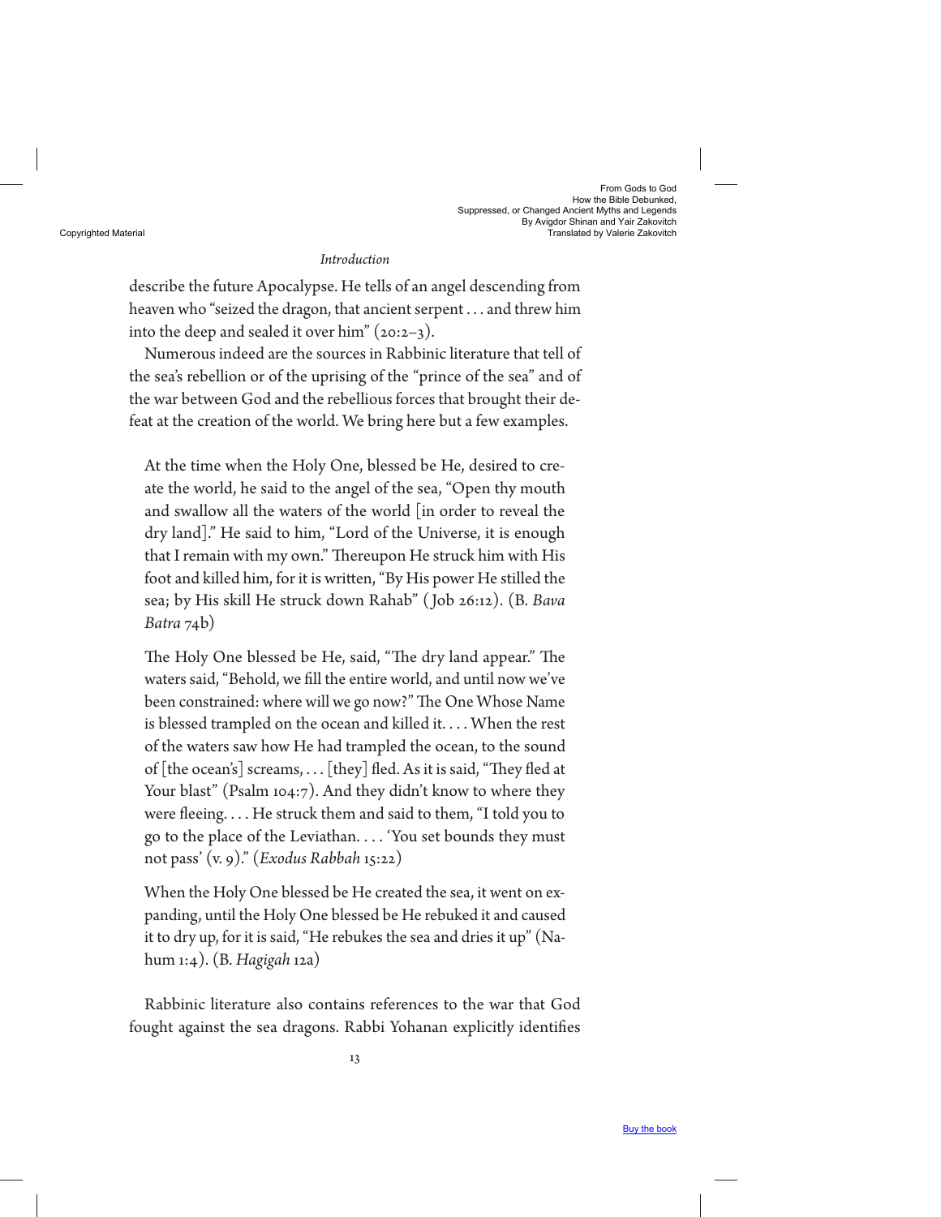describe the future Apocalypse. He tells of an angel descending from heaven who "seized the dragon, that ancient serpent . . . and threw him into the deep and sealed it over him" (20:2–3).

Numerous indeed are the sources in Rabbinic literature that tell of the sea's rebellion or of the uprising of the "prince of the sea" and of the war between God and the rebellious forces that brought their defeat at the creation of the world. We bring here but a few examples.

> At the time when the Holy One, blessed be He, desired to create the world, he said to the angel of the sea, "Open thy mouth and swallow all the waters of the world [in order to reveal the dry land]." He said to him, "Lord of the Universe, it is enough that I remain with my own." Thereupon He struck him with His foot and killed him, for it is written, "By His power He stilled the sea; by His skill He struck down Rahab" (Job 26:12). (B. *Bava Batra* 74b)

> The Holy One blessed be He, said, "The dry land appear." The waters said, "Behold, we fill the entire world, and until now we've been constrained: where will we go now?" The One Whose Name is blessed trampled on the ocean and killed it. . . . When the rest of the waters saw how He had trampled the ocean, to the sound of [the ocean's] screams, . . . [they] fled. As it is said, "They fled at Your blast" (Psalm 104:7). And they didn't know to where they were fleeing. . . . He struck them and said to them, "I told you to go to the place of the Leviathan. . . . 'You set bounds they must not pass' (v. 9)." (*Exodus Rabbah* 15:22)

> When the Holy One blessed be He created the sea, it went on expanding, until the Holy One blessed be He rebuked it and caused it to dry up, for it is said, "He rebukes the sea and dries it up" (Nahum 1:4). (B. *Hagigah* 12a)

Rabbinic literature also contains references to the war that God fought against the sea dragons. Rabbi Yohanan explicitly identifies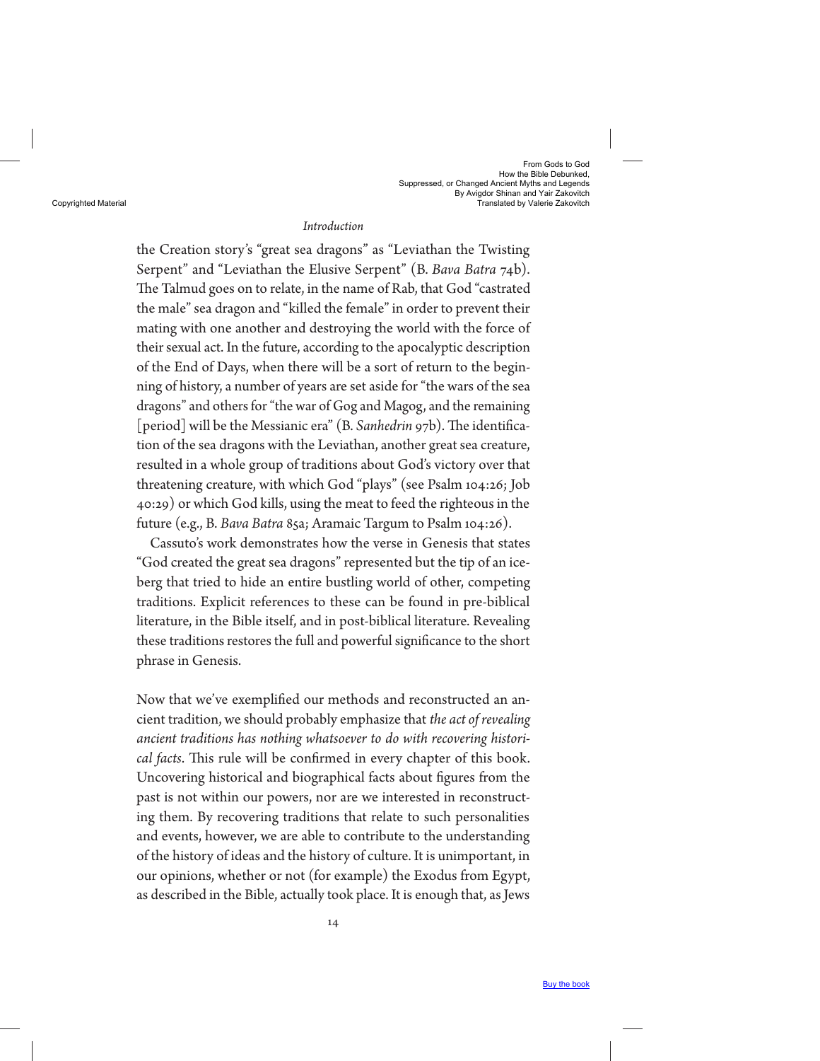the Creation story's "great sea dragons" as "Leviathan the Twisting Serpent" and "Leviathan the Elusive Serpent" (B. *Bava Batra* 74b). The Talmud goes on to relate, in the name of Rab, that God "castrated the male" sea dragon and "killed the female" in order to prevent their mating with one another and destroying the world with the force of their sexual act. In the future, according to the apocalyptic description of the End of Days, when there will be a sort of return to the beginning of history, a number of years are set aside for "the wars of the sea dragons" and others for "the war of Gog and Magog, and the remaining [period] will be the Messianic era" (B. *Sanhedrin* 97b). The identification of the sea dragons with the Leviathan, another great sea creature, resulted in a whole group of traditions about God's victory over that threatening creature, with which God "plays" (see Psalm 104:26; Job 40:29) or which God kills, using the meat to feed the righteous in the future (e.g., B. *Bava Batra* 85a; Aramaic Targum to Psalm 104:26).

Cassuto's work demonstrates how the verse in Genesis that states "God created the great sea dragons" represented but the tip of an iceberg that tried to hide an entire bustling world of other, competing traditions. Explicit references to these can be found in pre-biblical literature, in the Bible itself, and in post-biblical literature. Revealing these traditions restores the full and powerful significance to the short phrase in Genesis.

Now that we've exemplified our methods and reconstructed an ancient tradition, we should probably emphasize that *the act of revealing ancient traditions has nothing whatsoever to do with recovering historical facts*. This rule will be confirmed in every chapter of this book. Uncovering historical and biographical facts about figures from the past is not within our powers, nor are we interested in reconstructing them. By recovering traditions that relate to such personalities and events, however, we are able to contribute to the understanding of the history of ideas and the history of culture. It is unimportant, in our opinions, whether or not (for example) the Exodus from Egypt, as described in the Bible, actually took place. It is enough that, as Jews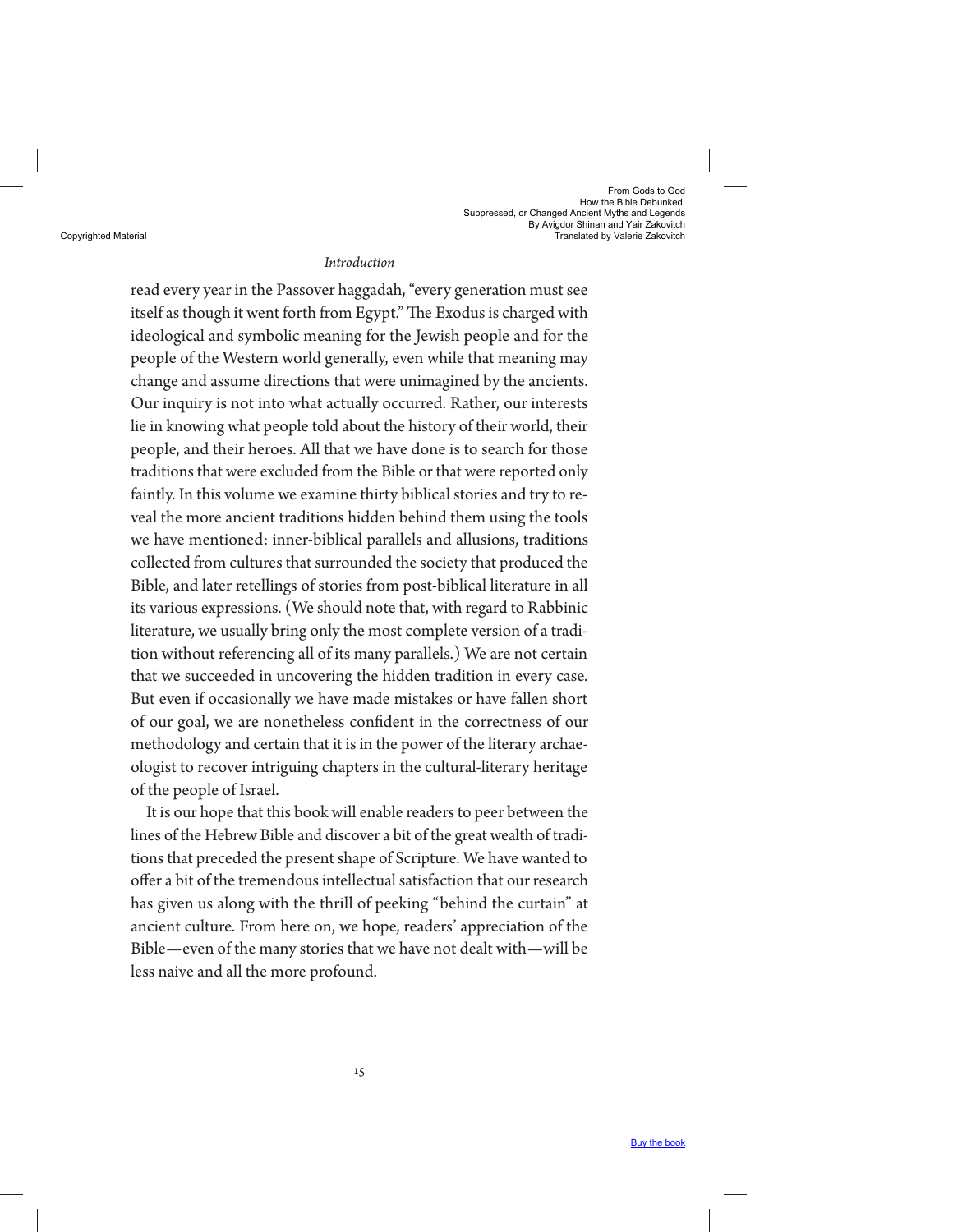read every year in the Passover haggadah, "every generation must see itself as though it went forth from Egypt." The Exodus is charged with ideological and symbolic meaning for the Jewish people and for the people of the Western world generally, even while that meaning may change and assume directions that were unimagined by the ancients. Our inquiry is not into what actually occurred. Rather, our interests lie in knowing what people told about the history of their world, their people, and their heroes. All that we have done is to search for those traditions that were excluded from the Bible or that were reported only faintly. In this volume we examine thirty biblical stories and try to reveal the more ancient traditions hidden behind them using the tools we have mentioned: inner-biblical parallels and allusions, traditions collected from cultures that surrounded the society that produced the Bible, and later retellings of stories from post-biblical literature in all its various expressions. (We should note that, with regard to Rabbinic literature, we usually bring only the most complete version of a tradition without referencing all of its many parallels.) We are not certain that we succeeded in uncovering the hidden tradition in every case. But even if occasionally we have made mistakes or have fallen short of our goal, we are nonetheless confident in the correctness of our methodology and certain that it is in the power of the literary archaeologist to recover intriguing chapters in the cultural-literary heritage of the people of Israel.

It is our hope that this book will enable readers to peer between the lines of the Hebrew Bible and discover a bit of the great wealth of traditions that preceded the present shape of Scripture. We have wanted to offer a bit of the tremendous intellectual satisfaction that our research has given us along with the thrill of peeking "behind the curtain" at ancient culture. From here on, we hope, readers' appreciation of the Bible—even of the many stories that we have not dealt with—will be less naive and all the more profound.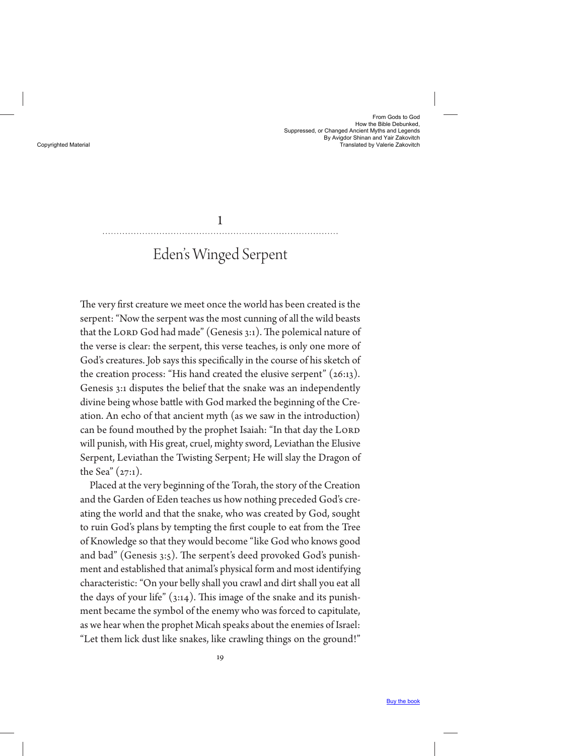# 1

## Eden's Winged Serpent

The very first creature we meet once the world has been created is the serpent: "Now the serpent was the most cunning of all the wild beasts that the LORD God had made" (Genesis 3:1). The polemical nature of the verse is clear: the serpent, this verse teaches, is only one more of God's creatures. Job says this specifically in the course of his sketch of the creation process: "His hand created the elusive serpent" (26:13). Genesis 3:1 disputes the belief that the snake was an independently divine being whose battle with God marked the beginning of the Creation. An echo of that ancient myth (as we saw in the introduction) can be found mouthed by the prophet Isaiah: "In that day the LORD will punish, with His great, cruel, mighty sword, Leviathan the Elusive Serpent, Leviathan the Twisting Serpent; He will slay the Dragon of the Sea" (27:1).

Placed at the very beginning of the Torah, the story of the Creation and the Garden of Eden teaches us how nothing preceded God's creating the world and that the snake, who was created by God, sought to ruin God's plans by tempting the first couple to eat from the Tree of Knowledge so that they would become "like God who knows good and bad" (Genesis 3:5). The serpent's deed provoked God's punishment and established that animal's physical form and most identifying characteristic: "On your belly shall you crawl and dirt shall you eat all the days of your life" (3:14). This image of the snake and its punishment became the symbol of the enemy who was forced to capitulate, as we hear when the prophet Micah speaks about the enemies of Israel: "Let them lick dust like snakes, like crawling things on the ground!"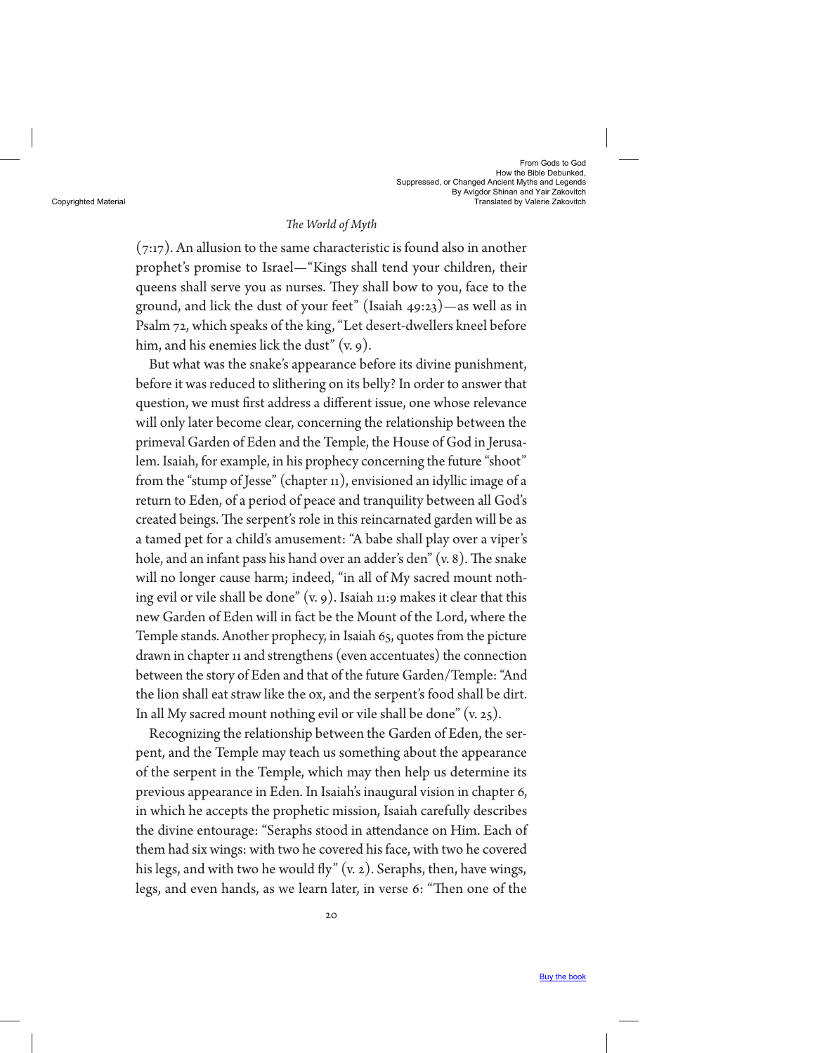(7:17). An allusion to the same characteristic is found also in another prophet's promise to Israel—"Kings shall tend your children, their queens shall serve you as nurses. They shall bow to you, face to the ground, and lick the dust of your feet" (Isaiah 49:23)—as well as in Psalm 72, which speaks of the king, "Let desert-dwellers kneel before him, and his enemies lick the dust" (v. 9).

But what was the snake's appearance before its divine punishment, before it was reduced to slithering on its belly? In order to answer that question, we must first address a different issue, one whose relevance will only later become clear, concerning the relationship between the primeval Garden of Eden and the Temple, the House of God in Jerusalem. Isaiah, for example, in his prophecy concerning the future "shoot" from the "stump of Jesse" (chapter 11), envisioned an idyllic image of a return to Eden, of a period of peace and tranquility between all God's created beings. The serpent's role in this reincarnated garden will be as a tamed pet for a child's amusement: "A babe shall play over a viper's hole, and an infant pass his hand over an adder's den" (v. 8). The snake will no longer cause harm; indeed, "in all of My sacred mount nothing evil or vile shall be done" (v. 9). Isaiah 11:9 makes it clear that this new Garden of Eden will in fact be the Mount of the Lord, where the Temple stands. Another prophecy, in Isaiah 65, quotes from the picture drawn in chapter 11 and strengthens (even accentuates) the connection between the story of Eden and that of the future Garden/Temple: "And the lion shall eat straw like the ox, and the serpent's food shall be dirt. In all My sacred mount nothing evil or vile shall be done" (v. 25).

Recognizing the relationship between the Garden of Eden, the serpent, and the Temple may teach us something about the appearance of the serpent in the Temple, which may then help us determine its previous appearance in Eden. In Isaiah's inaugural vision in chapter 6, in which he accepts the prophetic mission, Isaiah carefully describes the divine entourage: "Seraphs stood in attendance on Him. Each of them had six wings: with two he covered his face, with two he covered his legs, and with two he would fly" (v. 2). Seraphs, then, have wings, legs, and even hands, as we learn later, in verse 6: "Then one of the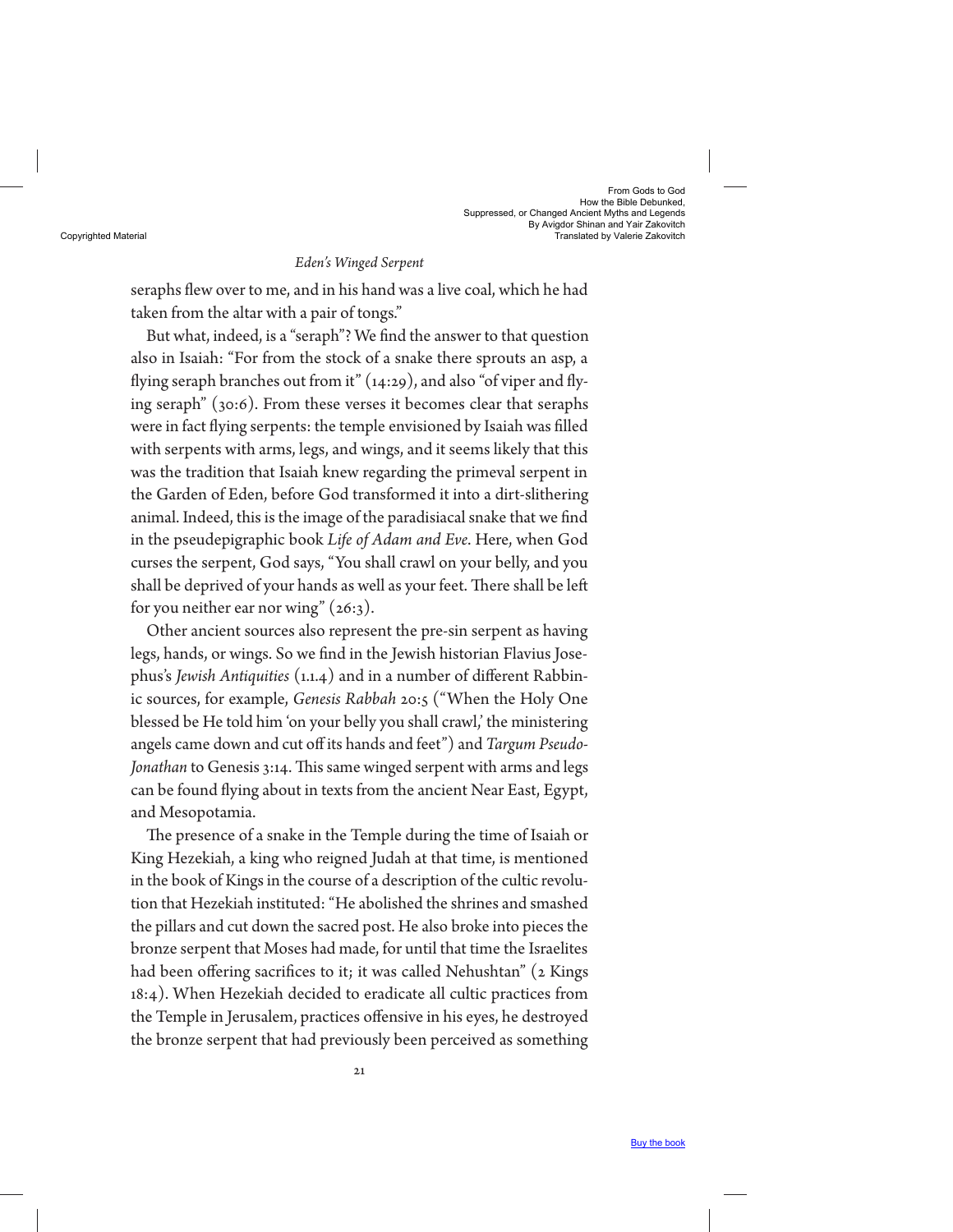seraphs flew over to me, and in his hand was a live coal, which he had taken from the altar with a pair of tongs."

But what, indeed, is a "seraph"? We find the answer to that question also in Isaiah: "For from the stock of a snake there sprouts an asp, a flying seraph branches out from it" (14:29), and also "of viper and flying seraph" (30:6). From these verses it becomes clear that seraphs were in fact flying serpents: the temple envisioned by Isaiah was filled with serpents with arms, legs, and wings, and it seems likely that this was the tradition that Isaiah knew regarding the primeval serpent in the Garden of Eden, before God transformed it into a dirt-slithering animal. Indeed, this is the image of the paradisiacal snake that we find in the pseudepigraphic book *Life of Adam and Eve*. Here, when God curses the serpent, God says, "You shall crawl on your belly, and you shall be deprived of your hands as well as your feet. There shall be left for you neither ear nor wing" (26:3).

Other ancient sources also represent the pre-sin serpent as having legs, hands, or wings. So we find in the Jewish historian Flavius Josephus's *Jewish Antiquities* (1.1.4) and in a number of different Rabbinic sources, for example, *Genesis Rabbah* 20:5 ("When the Holy One blessed be He told him 'on your belly you shall crawl,' the ministering angels came down and cut off its hands and feet") and *Targum Pseudo-Jonathan* to Genesis 3:14. This same winged serpent with arms and legs can be found flying about in texts from the ancient Near East, Egypt, and Mesopotamia.

The presence of a snake in the Temple during the time of Isaiah or King Hezekiah, a king who reigned Judah at that time, is mentioned in the book of Kings in the course of a description of the cultic revolution that Hezekiah instituted: "He abolished the shrines and smashed the pillars and cut down the sacred post. He also broke into pieces the bronze serpent that Moses had made, for until that time the Israelites had been offering sacrifices to it; it was called Nehushtan" (2 Kings 18:4). When Hezekiah decided to eradicate all cultic practices from the Temple in Jerusalem, practices offensive in his eyes, he destroyed the bronze serpent that had previously been perceived as something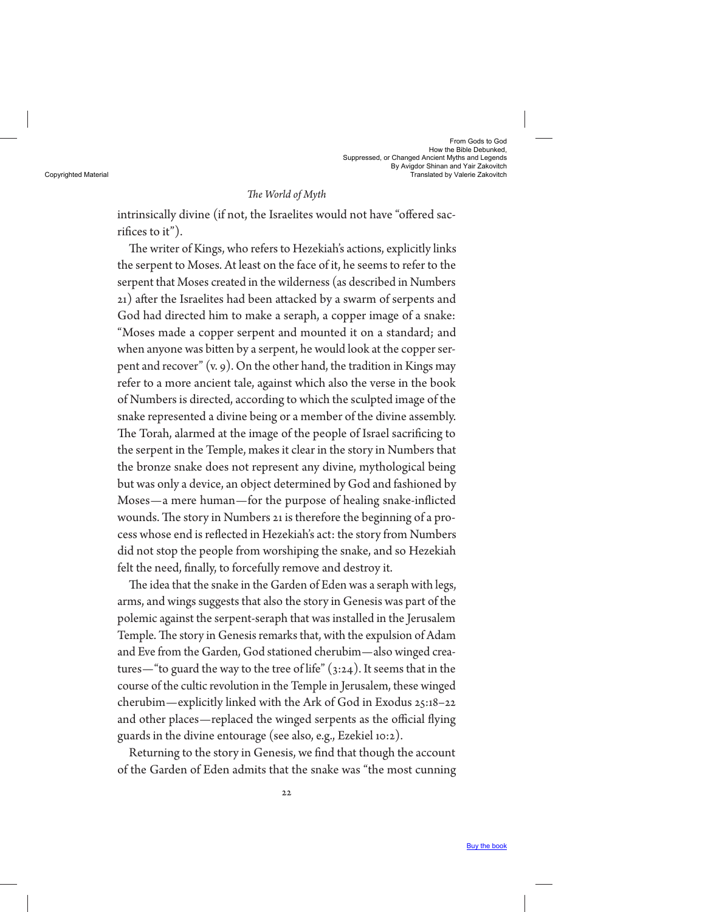intrinsically divine (if not, the Israelites would not have "offered sacrifices to it").

The writer of Kings, who refers to Hezekiah's actions, explicitly links the serpent to Moses. At least on the face of it, he seems to refer to the serpent that Moses created in the wilderness (as described in Numbers 21) after the Israelites had been attacked by a swarm of serpents and God had directed him to make a seraph, a copper image of a snake: "Moses made a copper serpent and mounted it on a standard; and when anyone was bitten by a serpent, he would look at the copper serpent and recover" (v. 9). On the other hand, the tradition in Kings may refer to a more ancient tale, against which also the verse in the book of Numbers is directed, according to which the sculpted image of the snake represented a divine being or a member of the divine assembly. The Torah, alarmed at the image of the people of Israel sacrificing to the serpent in the Temple, makes it clear in the story in Numbers that the bronze snake does not represent any divine, mythological being but was only a device, an object determined by God and fashioned by Moses—a mere human—for the purpose of healing snake-inflicted wounds. The story in Numbers 21 is therefore the beginning of a process whose end is reflected in Hezekiah's act: the story from Numbers did not stop the people from worshiping the snake, and so Hezekiah felt the need, finally, to forcefully remove and destroy it.

The idea that the snake in the Garden of Eden was a seraph with legs, arms, and wings suggests that also the story in Genesis was part of the polemic against the serpent-seraph that was installed in the Jerusalem Temple. The story in Genesis remarks that, with the expulsion of Adam and Eve from the Garden, God stationed cherubim—also winged creatures—"to guard the way to the tree of life" (3:24). It seems that in the course of the cultic revolution in the Temple in Jerusalem, these winged cherubim—explicitly linked with the Ark of God in Exodus 25:18–22 and other places—replaced the winged serpents as the official flying guards in the divine entourage (see also, e.g., Ezekiel 10:2).

Returning to the story in Genesis, we find that though the account of the Garden of Eden admits that the snake was "the most cunning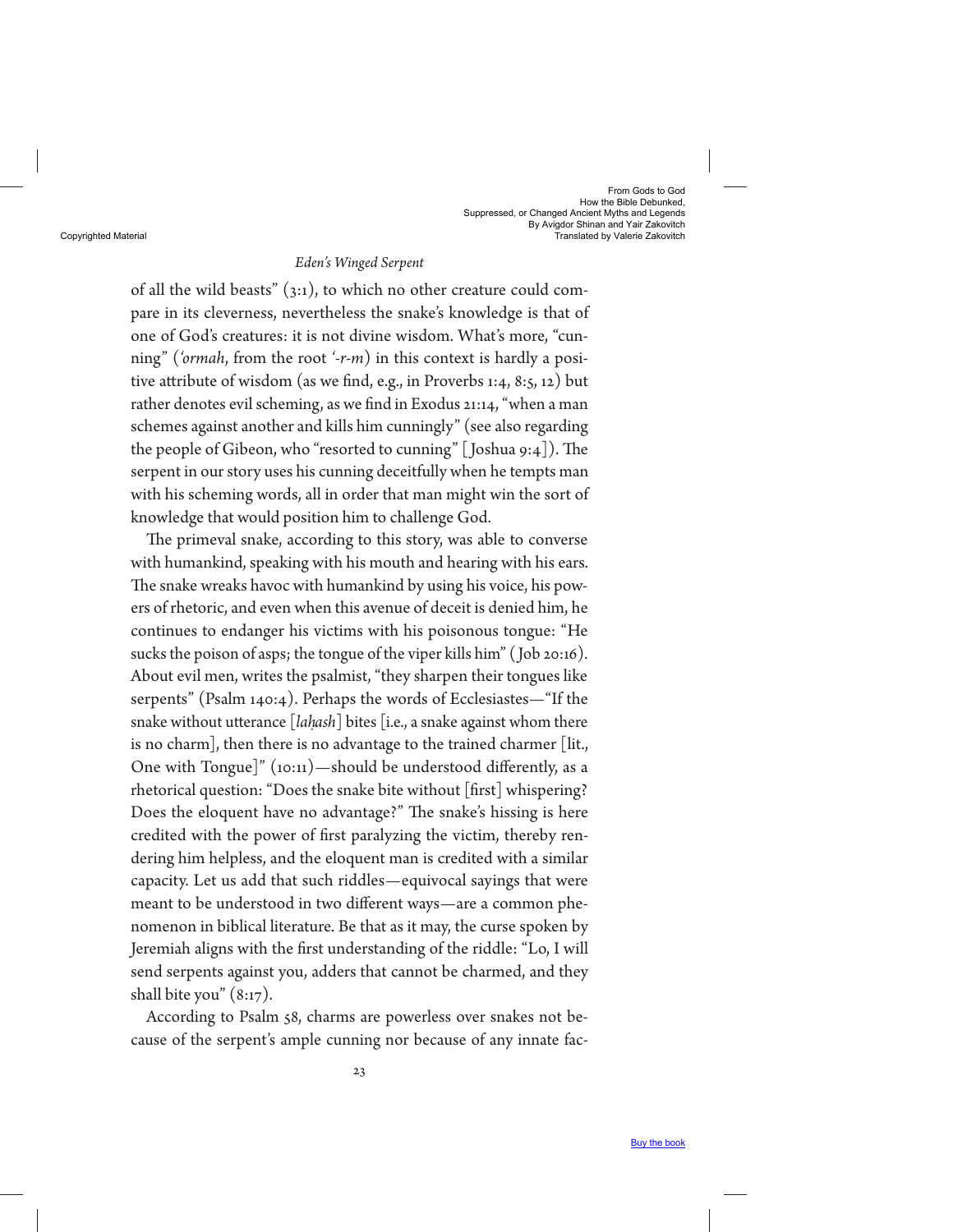of all the wild beasts" (3:1), to which no other creature could compare in its cleverness, nevertheless the snake's knowledge is that of one of God's creatures: it is not divine wisdom. What's more, "cunning" (*'ormah*, from the root *'-r-m*) in this context is hardly a positive attribute of wisdom (as we find, e.g., in Proverbs 1:4, 8:5, 12) but rather denotes evil scheming, as we find in Exodus 21:14, "when a man schemes against another and kills him cunningly" (see also regarding the people of Gibeon, who "resorted to cunning" [Joshua 9:4]). The serpent in our story uses his cunning deceitfully when he tempts man with his scheming words, all in order that man might win the sort of knowledge that would position him to challenge God.

The primeval snake, according to this story, was able to converse with humankind, speaking with his mouth and hearing with his ears. The snake wreaks havoc with humankind by using his voice, his powers of rhetoric, and even when this avenue of deceit is denied him, he continues to endanger his victims with his poisonous tongue: "He sucks the poison of asps; the tongue of the viper kills him" (Job 20:16). About evil men, writes the psalmist, "they sharpen their tongues like serpents" (Psalm 140:4). Perhaps the words of Ecclesiastes—"If the snake without utterance [*laḥash*] bites [i.e., a snake against whom there is no charm], then there is no advantage to the trained charmer [lit., One with Tongue]" (10:11)—should be understood differently, as a rhetorical question: "Does the snake bite without [first] whispering? Does the eloquent have no advantage?" The snake's hissing is here credited with the power of first paralyzing the victim, thereby rendering him helpless, and the eloquent man is credited with a similar capacity. Let us add that such riddles—equivocal sayings that were meant to be understood in two different ways—are a common phenomenon in biblical literature. Be that as it may, the curse spoken by Jeremiah aligns with the first understanding of the riddle: "Lo, I will send serpents against you, adders that cannot be charmed, and they shall bite you" (8:17).

According to Psalm 58, charms are powerless over snakes not because of the serpent's ample cunning nor because of any innate fac-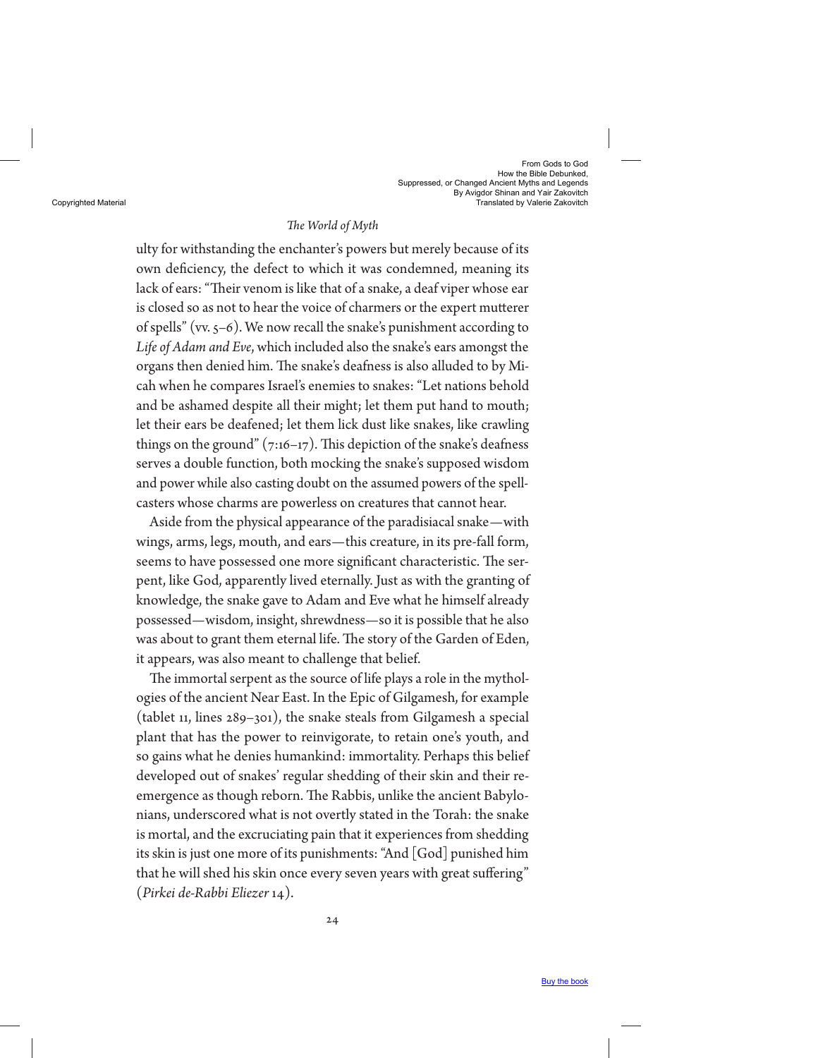ulty for withstanding the enchanter's powers but merely because of its own deficiency, the defect to which it was condemned, meaning its lack of ears: "Their venom is like that of a snake, a deaf viper whose ear is closed so as not to hear the voice of charmers or the expert mutterer of spells" (vv. 5–6). We now recall the snake's punishment according to *Life of Adam and Eve*, which included also the snake's ears amongst the organs then denied him. The snake's deafness is also alluded to by Micah when he compares Israel's enemies to snakes: "Let nations behold and be ashamed despite all their might; let them put hand to mouth; let their ears be deafened; let them lick dust like snakes, like crawling things on the ground" (7:16–17). This depiction of the snake's deafness serves a double function, both mocking the snake's supposed wisdom and power while also casting doubt on the assumed powers of the spell-casters whose charms are powerless on creatures that cannot hear.

Aside from the physical appearance of the paradisiacal snake—with wings, arms, legs, mouth, and ears—this creature, in its pre-fall form, seems to have possessed one more significant characteristic. The serpent, like God, apparently lived eternally. Just as with the granting of knowledge, the snake gave to Adam and Eve what he himself already possessed—wisdom, insight, shrewdness—so it is possible that he also was about to grant them eternal life. The story of the Garden of Eden, it appears, was also meant to challenge that belief.

The immortal serpent as the source of life plays a role in the mythologies of the ancient Near East. In the Epic of Gilgamesh, for example (tablet 11, lines 289–301), the snake steals from Gilgamesh a special plant that has the power to reinvigorate, to retain one's youth, and so gains what he denies humankind: immortality. Perhaps this belief developed out of snakes' regular shedding of their skin and their re-emergence as though reborn. The Rabbis, unlike the ancient Babylonians, underscored what is not overtly stated in the Torah: the snake is mortal, and the excruciating pain that it experiences from shedding its skin is just one more of its punishments: "And [God] punished him that he will shed his skin once every seven years with great suffering" (*Pirkei de-Rabbi Eliezer* 14).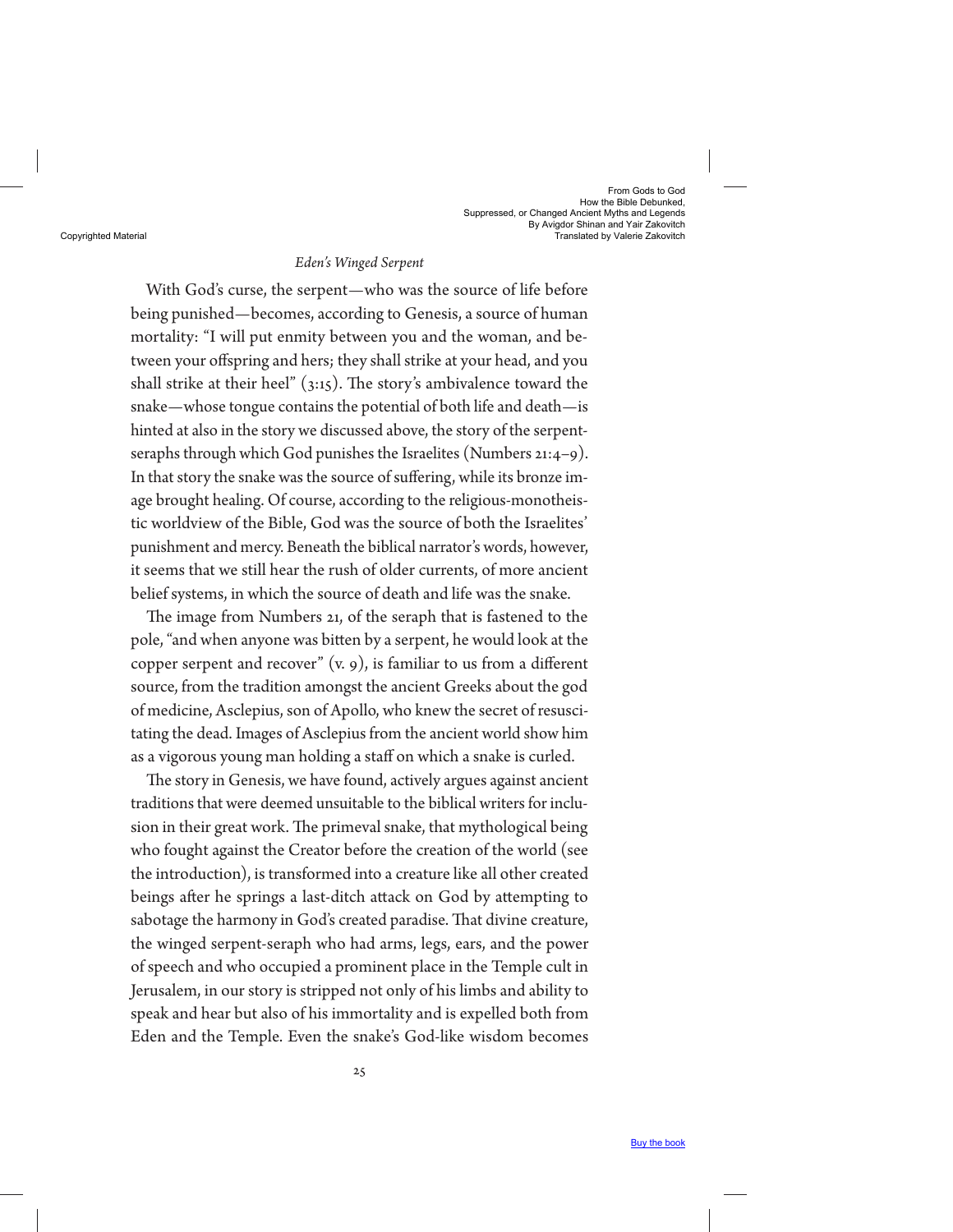*Eden's Winged Serpent*

With God's curse, the serpent—who was the source of life before being punished—becomes, according to Genesis, a source of human mortality: "I will put enmity between you and the woman, and between your offspring and hers; they shall strike at your head, and you shall strike at their heel" (3:15). The story's ambivalence toward the snake—whose tongue contains the potential of both life and death—is hinted at also in the story we discussed above, the story of the serpent-seraphs through which God punishes the Israelites (Numbers 21:4–9). In that story the snake was the source of suffering, while its bronze image brought healing. Of course, according to the religious-monotheistic worldview of the Bible, God was the source of both the Israelites' punishment and mercy. Beneath the biblical narrator's words, however, it seems that we still hear the rush of older currents, of more ancient belief systems, in which the source of death and life was the snake.

The image from Numbers 21, of the seraph that is fastened to the pole, "and when anyone was bitten by a serpent, he would look at the copper serpent and recover" (v. 9), is familiar to us from a different source, from the tradition amongst the ancient Greeks about the god of medicine, Asclepius, son of Apollo, who knew the secret of resuscitating the dead. Images of Asclepius from the ancient world show him as a vigorous young man holding a staff on which a snake is curled.

The story in Genesis, we have found, actively argues against ancient traditions that were deemed unsuitable to the biblical writers for inclusion in their great work. The primeval snake, that mythological being who fought against the Creator before the creation of the world (see the introduction), is transformed into a creature like all other created beings after he springs a last-ditch attack on God by attempting to sabotage the harmony in God's created paradise. That divine creature, the winged serpent-seraph who had arms, legs, ears, and the power of speech and who occupied a prominent place in the Temple cult in Jerusalem, in our story is stripped not only of his limbs and ability to speak and hear but also of his immortality and is expelled both from Eden and the Temple. Even the snake's God-like wisdom becomes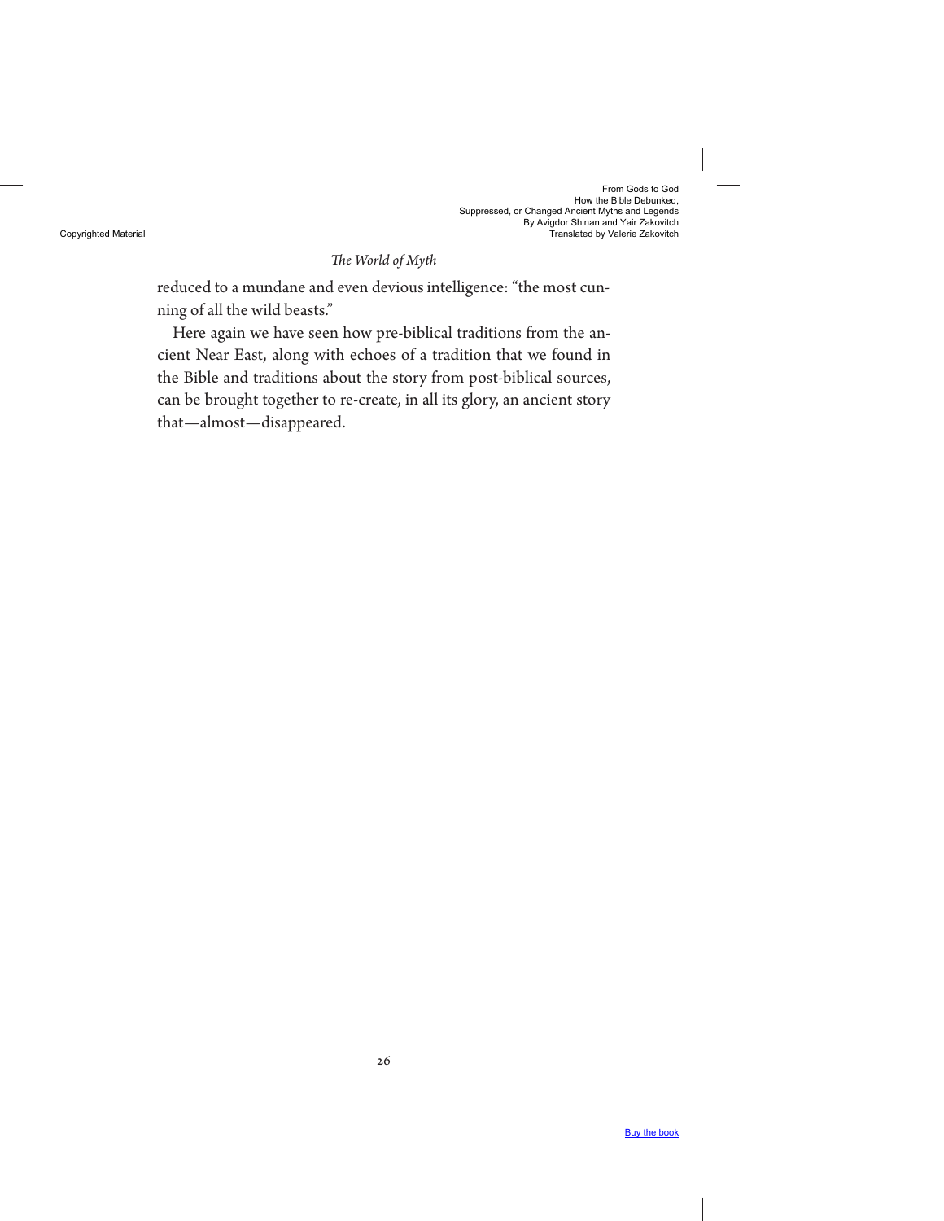reduced to a mundane and even devious intelligence: "the most cunning of all the wild beasts."

Here again we have seen how pre-biblical traditions from the ancient Near East, along with echoes of a tradition that we found in the Bible and traditions about the story from post-biblical sources, can be brought together to re-create, in all its glory, an ancient story that—almost—disappeared.